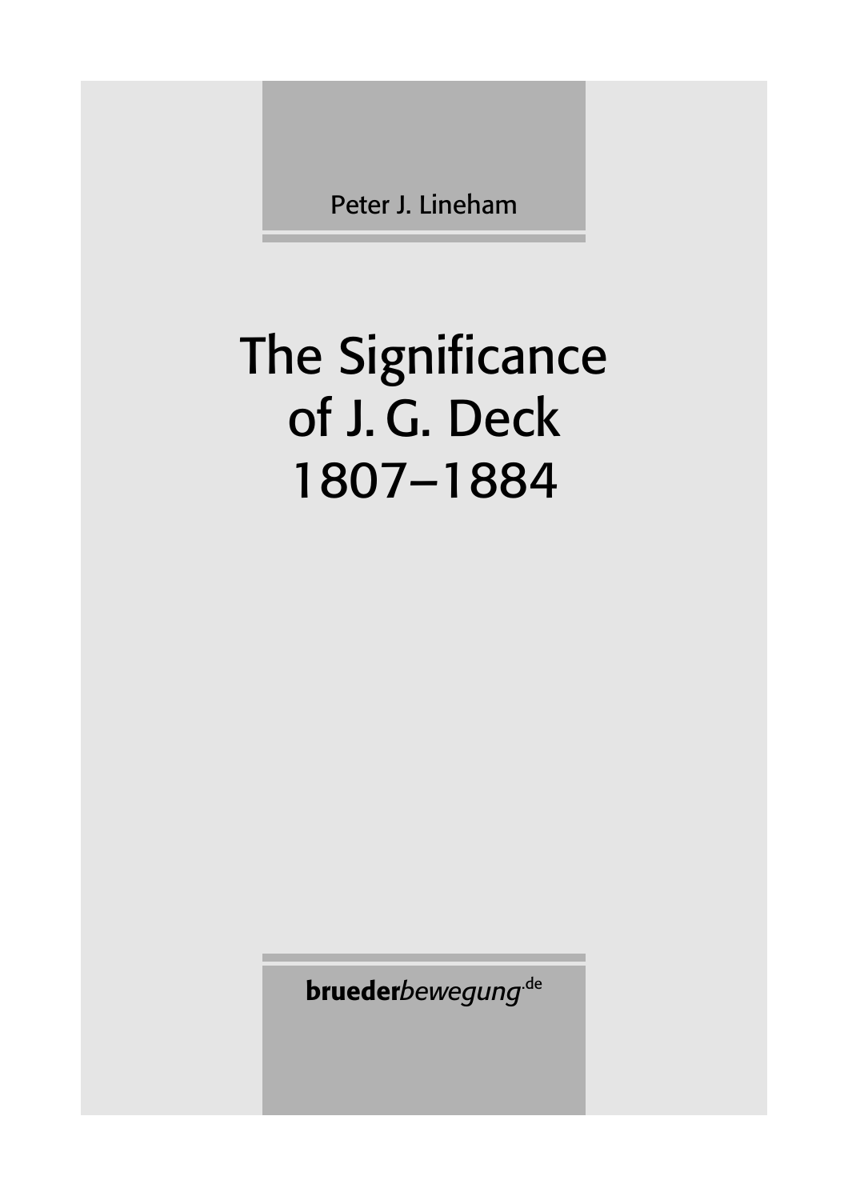Peter J. Lineham

# The Significance of J. G. Deck 1807–1884

**brueder***bewegung*.de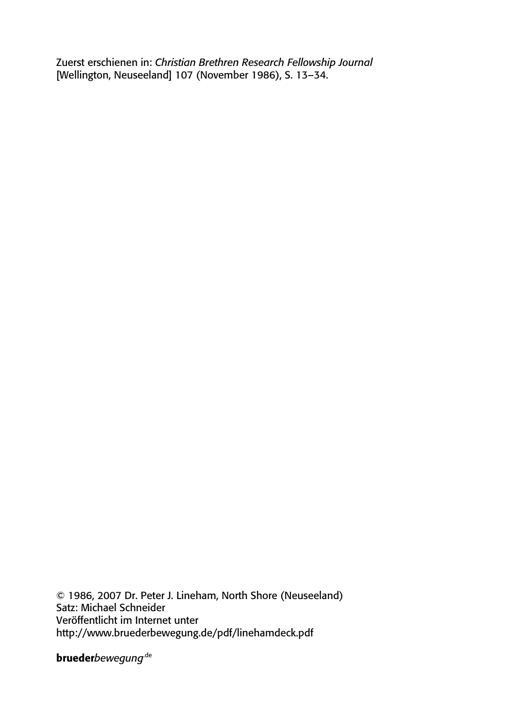Zuerst erschienen in: *Christian Brethren Research Fellowship Journal* [Wellington, Neuseeland] 107 (November 1986), S. 13–34.

© 1986, 2007 Dr. Peter J. Lineham, North Shore (Neuseeland)
Satz: Michael Schneider
Veröffentlicht im Internet unter
http://www.bruederbewegung.de/pdf/linehamdeck.pdf

**brueder***bewegung*.de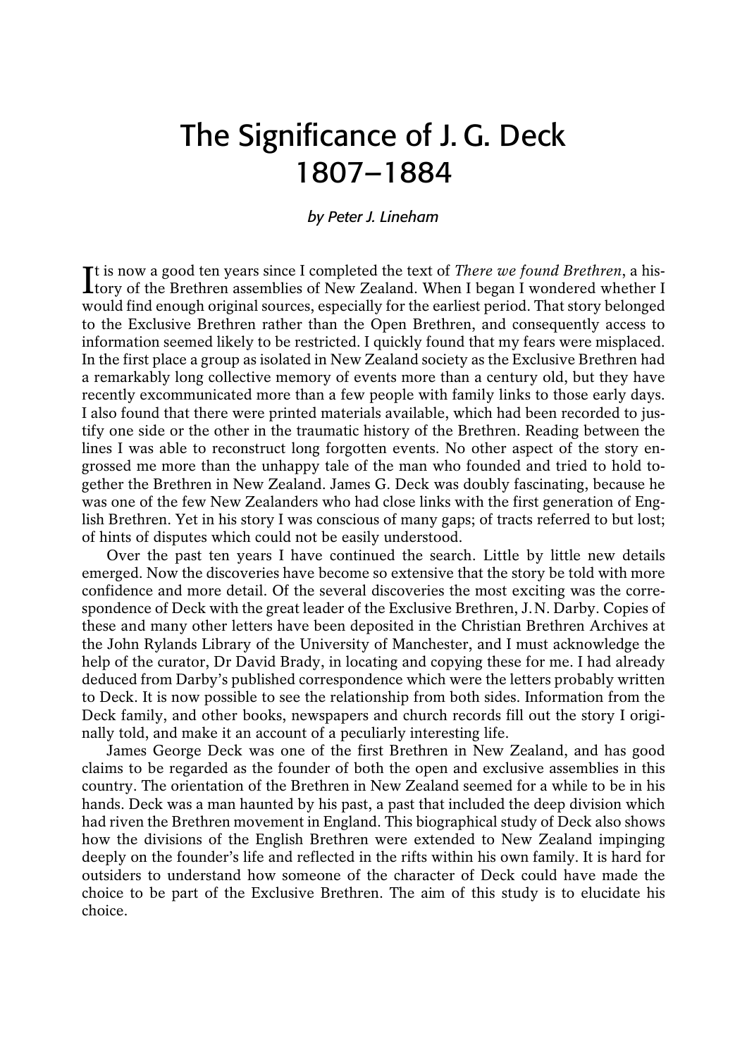# The Significance of J. G. Deck 1807–1884

*by Peter J. Lineham*

It is now a good ten years since I completed the text of *There we found Brethren*, a history of the Brethren assemblies of New Zealand. When I began I wondered whether I would find enough original sources, especially for the earliest period. That story belonged to the Exclusive Brethren rather than the Open Brethren, and consequently access to information seemed likely to be restricted. I quickly found that my fears were misplaced. In the first place a group as isolated in New Zealand society as the Exclusive Brethren had a remarkably long collective memory of events more than a century old, but they have recently excommunicated more than a few people with family links to those early days. I also found that there were printed materials available, which had been recorded to justify one side or the other in the traumatic history of the Brethren. Reading between the lines I was able to reconstruct long forgotten events. No other aspect of the story engrossed me more than the unhappy tale of the man who founded and tried to hold together the Brethren in New Zealand. James G. Deck was doubly fascinating, because he was one of the few New Zealanders who had close links with the first generation of English Brethren. Yet in his story I was conscious of many gaps; of tracts referred to but lost; of hints of disputes which could not be easily understood.

Over the past ten years I have continued the search. Little by little new details emerged. Now the discoveries have become so extensive that the story be told with more confidence and more detail. Of the several discoveries the most exciting was the correspondence of Deck with the great leader of the Exclusive Brethren, J.N. Darby. Copies of these and many other letters have been deposited in the Christian Brethren Archives at the John Rylands Library of the University of Manchester, and I must acknowledge the help of the curator, Dr David Brady, in locating and copying these for me. I had already deduced from Darby's published correspondence which were the letters probably written to Deck. It is now possible to see the relationship from both sides. Information from the Deck family, and other books, newspapers and church records fill out the story I originally told, and make it an account of a peculiarly interesting life.

James George Deck was one of the first Brethren in New Zealand, and has good claims to be regarded as the founder of both the open and exclusive assemblies in this country. The orientation of the Brethren in New Zealand seemed for a while to be in his hands. Deck was a man haunted by his past, a past that included the deep division which had riven the Brethren movement in England. This biographical study of Deck also shows how the divisions of the English Brethren were extended to New Zealand impinging deeply on the founder's life and reflected in the rifts within his own family. It is hard for outsiders to understand how someone of the character of Deck could have made the choice to be part of the Exclusive Brethren. The aim of this study is to elucidate his choice.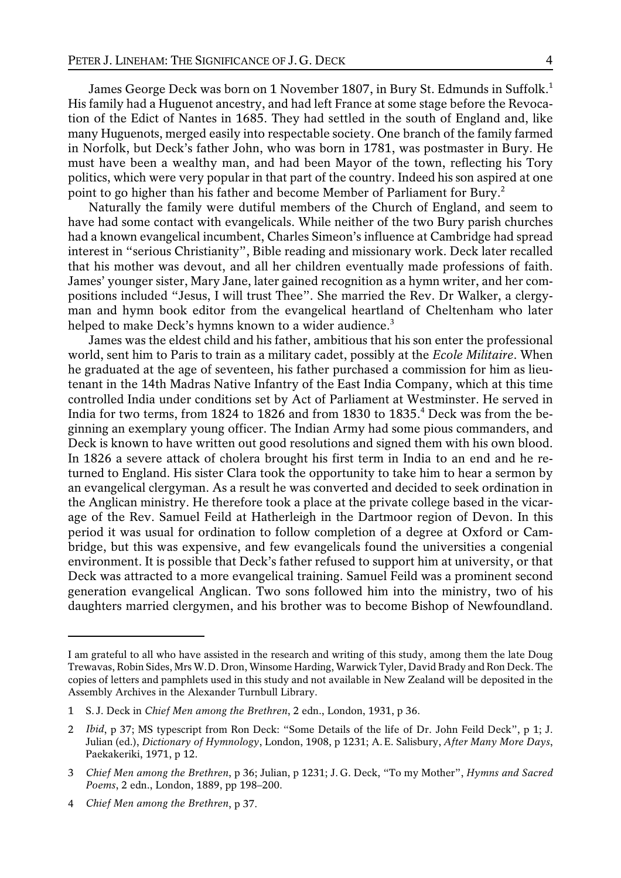James George Deck was born on 1 November 1807, in Bury St. Edmunds in Suffolk.[1] His family had a Huguenot ancestry, and had left France at some stage before the Revocation of the Edict of Nantes in 1685. They had settled in the south of England and, like many Huguenots, merged easily into respectable society. One branch of the family farmed in Norfolk, but Deck's father John, who was born in 1781, was postmaster in Bury. He must have been a wealthy man, and had been Mayor of the town, reflecting his Tory politics, which were very popular in that part of the country. Indeed his son aspired at one point to go higher than his father and become Member of Parliament for Bury.[2]

Naturally the family were dutiful members of the Church of England, and seem to have had some contact with evangelicals. While neither of the two Bury parish churches had a known evangelical incumbent, Charles Simeon's influence at Cambridge had spread interest in "serious Christianity", Bible reading and missionary work. Deck later recalled that his mother was devout, and all her children eventually made professions of faith. James' younger sister, Mary Jane, later gained recognition as a hymn writer, and her compositions included "Jesus, I will trust Thee". She married the Rev. Dr Walker, a clergyman and hymn book editor from the evangelical heartland of Cheltenham who later helped to make Deck's hymns known to a wider audience.[3]

James was the eldest child and his father, ambitious that his son enter the professional world, sent him to Paris to train as a military cadet, possibly at the *Ecole Militaire*. When he graduated at the age of seventeen, his father purchased a commission for him as lieutenant in the 14th Madras Native Infantry of the East India Company, which at this time controlled India under conditions set by Act of Parliament at Westminster. He served in India for two terms, from 1824 to 1826 and from 1830 to 1835.[4] Deck was from the beginning an exemplary young officer. The Indian Army had some pious commanders, and Deck is known to have written out good resolutions and signed them with his own blood. In 1826 a severe attack of cholera brought his first term in India to an end and he returned to England. His sister Clara took the opportunity to take him to hear a sermon by an evangelical clergyman. As a result he was converted and decided to seek ordination in the Anglican ministry. He therefore took a place at the private college based in the vicarage of the Rev. Samuel Feild at Hatherleigh in the Dartmoor region of Devon. In this period it was usual for ordination to follow completion of a degree at Oxford or Cambridge, but this was expensive, and few evangelicals found the universities a congenial environment. It is possible that Deck's father refused to support him at university, or that Deck was attracted to a more evangelical training. Samuel Feild was a prominent second generation evangelical Anglican. Two sons followed him into the ministry, two of his daughters married clergymen, and his brother was to become Bishop of Newfoundland.

---

I am grateful to all who have assisted in the research and writing of this study, among them the late Doug Trewavas, Robin Sides, Mrs W.D. Dron, Winsome Harding, Warwick Tyler, David Brady and Ron Deck. The copies of letters and pamphlets used in this study and not available in New Zealand will be deposited in the Assembly Archives in the Alexander Turnbull Library.

1 S. J. Deck in *Chief Men among the Brethren*, 2 edn., London, 1931, p 36.

2 *Ibid*, p 37; MS typescript from Ron Deck: "Some Details of the life of Dr. John Feild Deck", p 1; J. Julian (ed.), *Dictionary of Hymnology*, London, 1908, p 1231; A. E. Salisbury, *After Many More Days*, Paekakeriki, 1971, p 12.

3 *Chief Men among the Brethren*, p 36; Julian, p 1231; J. G. Deck, "To my Mother", *Hymns and Sacred Poems*, 2 edn., London, 1889, pp 198–200.

4 *Chief Men among the Brethren*, p 37.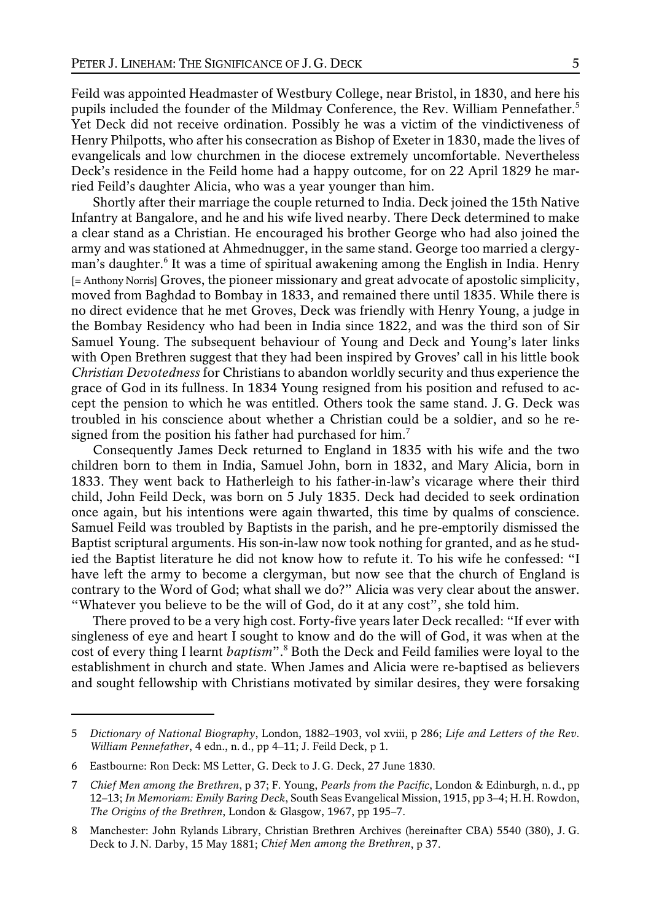Feild was appointed Headmaster of Westbury College, near Bristol, in 1830, and here his pupils included the founder of the Mildmay Conference, the Rev. William Pennefather.[5] Yet Deck did not receive ordination. Possibly he was a victim of the vindictiveness of Henry Philpotts, who after his consecration as Bishop of Exeter in 1830, made the lives of evangelicals and low churchmen in the diocese extremely uncomfortable. Nevertheless Deck's residence in the Feild home had a happy outcome, for on 22 April 1829 he married Feild's daughter Alicia, who was a year younger than him.

Shortly after their marriage the couple returned to India. Deck joined the 15th Native Infantry at Bangalore, and he and his wife lived nearby. There Deck determined to make a clear stand as a Christian. He encouraged his brother George who had also joined the army and was stationed at Ahmednugger, in the same stand. George too married a clergyman's daughter.[6] It was a time of spiritual awakening among the English in India. Henry [= Anthony Norris] Groves, the pioneer missionary and great advocate of apostolic simplicity, moved from Baghdad to Bombay in 1833, and remained there until 1835. While there is no direct evidence that he met Groves, Deck was friendly with Henry Young, a judge in the Bombay Residency who had been in India since 1822, and was the third son of Sir Samuel Young. The subsequent behaviour of Young and Deck and Young's later links with Open Brethren suggest that they had been inspired by Groves' call in his little book *Christian Devotedness* for Christians to abandon worldly security and thus experience the grace of God in its fullness. In 1834 Young resigned from his position and refused to accept the pension to which he was entitled. Others took the same stand. J. G. Deck was troubled in his conscience about whether a Christian could be a soldier, and so he resigned from the position his father had purchased for him.[7]

Consequently James Deck returned to England in 1835 with his wife and the two children born to them in India, Samuel John, born in 1832, and Mary Alicia, born in 1833. They went back to Hatherleigh to his father-in-law's vicarage where their third child, John Feild Deck, was born on 5 July 1835. Deck had decided to seek ordination once again, but his intentions were again thwarted, this time by qualms of conscience. Samuel Feild was troubled by Baptists in the parish, and he pre-emptorily dismissed the Baptist scriptural arguments. His son-in-law now took nothing for granted, and as he studied the Baptist literature he did not know how to refute it. To his wife he confessed: "I have left the army to become a clergyman, but now see that the church of England is contrary to the Word of God; what shall we do?" Alicia was very clear about the answer. "Whatever you believe to be the will of God, do it at any cost", she told him.

There proved to be a very high cost. Forty-five years later Deck recalled: "If ever with singleness of eye and heart I sought to know and do the will of God, it was when at the cost of every thing I learnt *baptism*".[8] Both the Deck and Feild families were loyal to the establishment in church and state. When James and Alicia were re-baptised as believers and sought fellowship with Christians motivated by similar desires, they were forsaking

---

5 *Dictionary of National Biography*, London, 1882–1903, vol xviii, p 286; *Life and Letters of the Rev. William Pennefather*, 4 edn., n. d., pp 4–11; J. Feild Deck, p 1.

6 Eastbourne: Ron Deck: MS Letter, G. Deck to J. G. Deck, 27 June 1830.

7 *Chief Men among the Brethren*, p 37; F. Young, *Pearls from the Pacific*, London & Edinburgh, n. d., pp 12–13; *In Memoriam: Emily Baring Deck*, South Seas Evangelical Mission, 1915, pp 3–4; H. H. Rowdon, *The Origins of the Brethren*, London & Glasgow, 1967, pp 195–7.

8 Manchester: John Rylands Library, Christian Brethren Archives (hereinafter CBA) 5540 (380), J. G. Deck to J. N. Darby, 15 May 1881; *Chief Men among the Brethren*, p 37.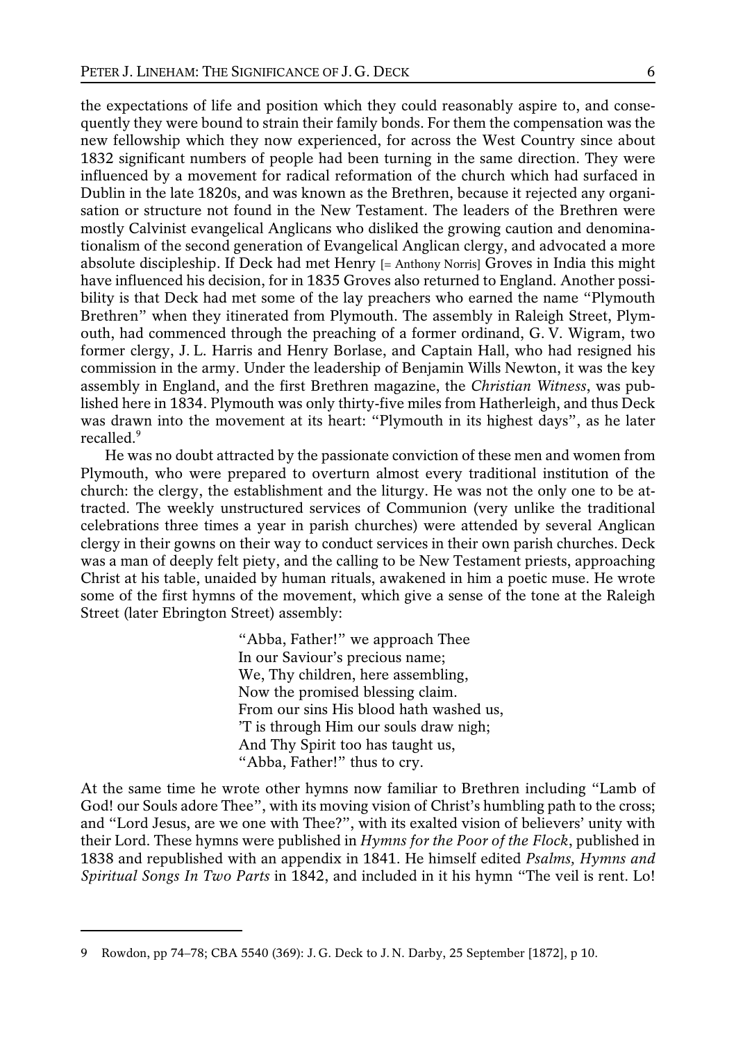the expectations of life and position which they could reasonably aspire to, and consequently they were bound to strain their family bonds. For them the compensation was the new fellowship which they now experienced, for across the West Country since about 1832 significant numbers of people had been turning in the same direction. They were influenced by a movement for radical reformation of the church which had surfaced in Dublin in the late 1820s, and was known as the Brethren, because it rejected any organisation or structure not found in the New Testament. The leaders of the Brethren were mostly Calvinist evangelical Anglicans who disliked the growing caution and denominationalism of the second generation of Evangelical Anglican clergy, and advocated a more absolute discipleship. If Deck had met Henry [= Anthony Norris] Groves in India this might have influenced his decision, for in 1835 Groves also returned to England. Another possibility is that Deck had met some of the lay preachers who earned the name "Plymouth Brethren" when they itinerated from Plymouth. The assembly in Raleigh Street, Plymouth, had commenced through the preaching of a former ordinand, G. V. Wigram, two former clergy, J. L. Harris and Henry Borlase, and Captain Hall, who had resigned his commission in the army. Under the leadership of Benjamin Wills Newton, it was the key assembly in England, and the first Brethren magazine, the *Christian Witness*, was published here in 1834. Plymouth was only thirty-five miles from Hatherleigh, and thus Deck was drawn into the movement at its heart: "Plymouth in its highest days", as he later recalled.[9]

He was no doubt attracted by the passionate conviction of these men and women from Plymouth, who were prepared to overturn almost every traditional institution of the church: the clergy, the establishment and the liturgy. He was not the only one to be attracted. The weekly unstructured services of Communion (very unlike the traditional celebrations three times a year in parish churches) were attended by several Anglican clergy in their gowns on their way to conduct services in their own parish churches. Deck was a man of deeply felt piety, and the calling to be New Testament priests, approaching Christ at his table, unaided by human rituals, awakened in him a poetic muse. He wrote some of the first hymns of the movement, which give a sense of the tone at the Raleigh Street (later Ebrington Street) assembly:

> "Abba, Father!" we approach Thee
> In our Saviour's precious name;
> We, Thy children, here assembling,
> Now the promised blessing claim.
> From our sins His blood hath washed us,
> 'T is through Him our souls draw nigh;
> And Thy Spirit too has taught us,
> "Abba, Father!" thus to cry.

At the same time he wrote other hymns now familiar to Brethren including "Lamb of God! our Souls adore Thee", with its moving vision of Christ's humbling path to the cross; and "Lord Jesus, are we one with Thee?", with its exalted vision of believers' unity with their Lord. These hymns were published in *Hymns for the Poor of the Flock*, published in 1838 and republished with an appendix in 1841. He himself edited *Psalms, Hymns and Spiritual Songs In Two Parts* in 1842, and included in it his hymn "The veil is rent. Lo!

---

9 Rowdon, pp 74–78; CBA 5540 (369): J. G. Deck to J. N. Darby, 25 September [1872], p 10.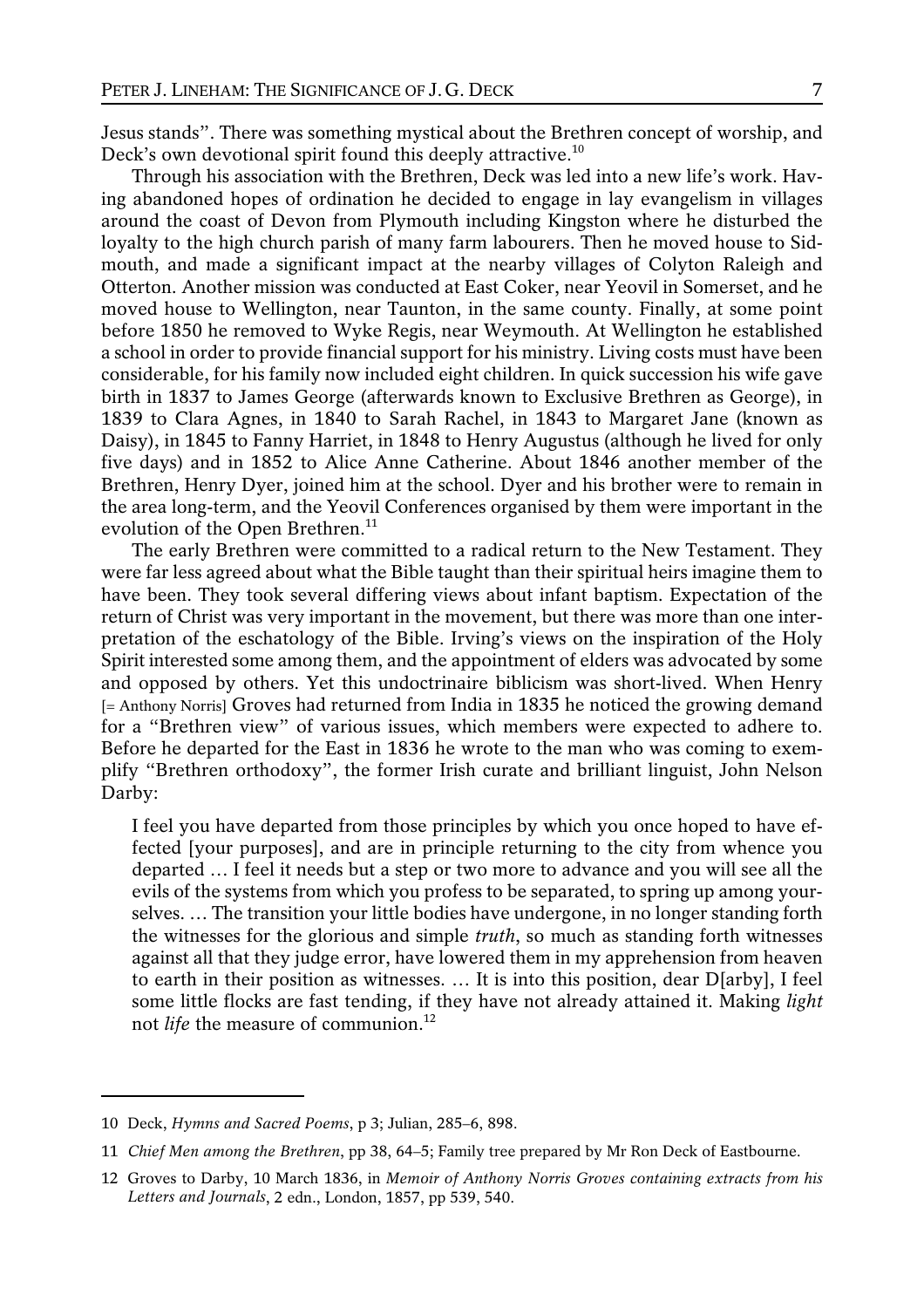Jesus stands". There was something mystical about the Brethren concept of worship, and Deck's own devotional spirit found this deeply attractive.[10]

Through his association with the Brethren, Deck was led into a new life's work. Having abandoned hopes of ordination he decided to engage in lay evangelism in villages around the coast of Devon from Plymouth including Kingston where he disturbed the loyalty to the high church parish of many farm labourers. Then he moved house to Sidmouth, and made a significant impact at the nearby villages of Colyton Raleigh and Otterton. Another mission was conducted at East Coker, near Yeovil in Somerset, and he moved house to Wellington, near Taunton, in the same county. Finally, at some point before 1850 he removed to Wyke Regis, near Weymouth. At Wellington he established a school in order to provide financial support for his ministry. Living costs must have been considerable, for his family now included eight children. In quick succession his wife gave birth in 1837 to James George (afterwards known to Exclusive Brethren as George), in 1839 to Clara Agnes, in 1840 to Sarah Rachel, in 1843 to Margaret Jane (known as Daisy), in 1845 to Fanny Harriet, in 1848 to Henry Augustus (although he lived for only five days) and in 1852 to Alice Anne Catherine. About 1846 another member of the Brethren, Henry Dyer, joined him at the school. Dyer and his brother were to remain in the area long-term, and the Yeovil Conferences organised by them were important in the evolution of the Open Brethren.[11]

The early Brethren were committed to a radical return to the New Testament. They were far less agreed about what the Bible taught than their spiritual heirs imagine them to have been. They took several differing views about infant baptism. Expectation of the return of Christ was very important in the movement, but there was more than one interpretation of the eschatology of the Bible. Irving's views on the inspiration of the Holy Spirit interested some among them, and the appointment of elders was advocated by some and opposed by others. Yet this undoctrinaire biblicism was short-lived. When Henry [= Anthony Norris] Groves had returned from India in 1835 he noticed the growing demand for a "Brethren view" of various issues, which members were expected to adhere to. Before he departed for the East in 1836 he wrote to the man who was coming to exemplify "Brethren orthodoxy", the former Irish curate and brilliant linguist, John Nelson Darby:

> I feel you have departed from those principles by which you once hoped to have effected [your purposes], and are in principle returning to the city from whence you departed … I feel it needs but a step or two more to advance and you will see all the evils of the systems from which you profess to be separated, to spring up among yourselves. … The transition your little bodies have undergone, in no longer standing forth the witnesses for the glorious and simple *truth*, so much as standing forth witnesses against all that they judge error, have lowered them in my apprehension from heaven to earth in their position as witnesses. … It is into this position, dear D[arby], I feel some little flocks are fast tending, if they have not already attained it. Making *light* not *life* the measure of communion.[12]

---

10 Deck, *Hymns and Sacred Poems*, p 3; Julian, 285–6, 898.

11 *Chief Men among the Brethren*, pp 38, 64–5; Family tree prepared by Mr Ron Deck of Eastbourne.

12 Groves to Darby, 10 March 1836, in *Memoir of Anthony Norris Groves containing extracts from his Letters and Journals*, 2 edn., London, 1857, pp 539, 540.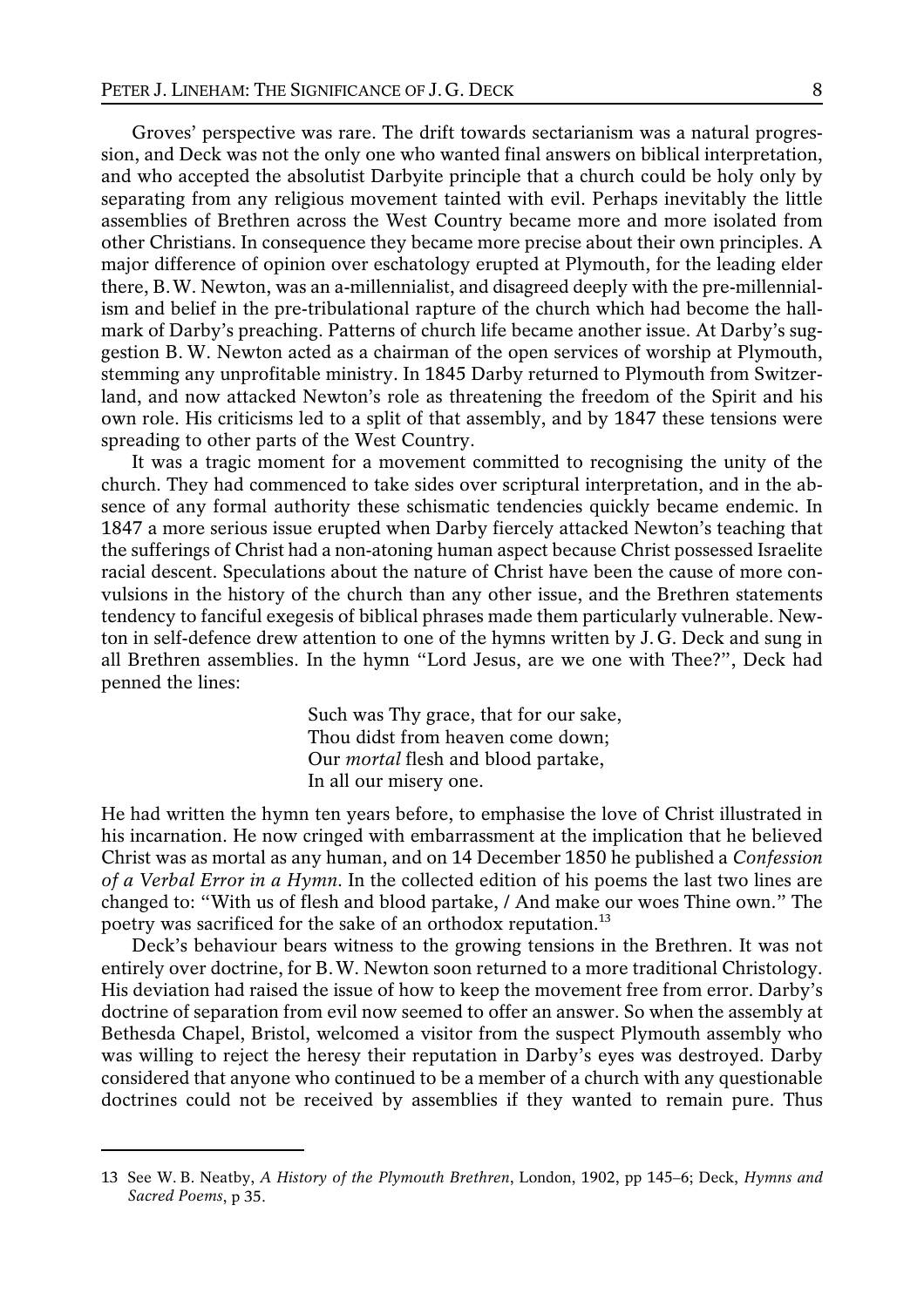Groves' perspective was rare. The drift towards sectarianism was a natural progression, and Deck was not the only one who wanted final answers on biblical interpretation, and who accepted the absolutist Darbyite principle that a church could be holy only by separating from any religious movement tainted with evil. Perhaps inevitably the little assemblies of Brethren across the West Country became more and more isolated from other Christians. In consequence they became more precise about their own principles. A major difference of opinion over eschatology erupted at Plymouth, for the leading elder there, B. W. Newton, was an a-millennialist, and disagreed deeply with the pre-millennialism and belief in the pre-tribulational rapture of the church which had become the hallmark of Darby's preaching. Patterns of church life became another issue. At Darby's suggestion B. W. Newton acted as a chairman of the open services of worship at Plymouth, stemming any unprofitable ministry. In 1845 Darby returned to Plymouth from Switzerland, and now attacked Newton's role as threatening the freedom of the Spirit and his own role. His criticisms led to a split of that assembly, and by 1847 these tensions were spreading to other parts of the West Country.

It was a tragic moment for a movement committed to recognising the unity of the church. They had commenced to take sides over scriptural interpretation, and in the absence of any formal authority these schismatic tendencies quickly became endemic. In 1847 a more serious issue erupted when Darby fiercely attacked Newton's teaching that the sufferings of Christ had a non-atoning human aspect because Christ possessed Israelite racial descent. Speculations about the nature of Christ have been the cause of more convulsions in the history of the church than any other issue, and the Brethren statements tendency to fanciful exegesis of biblical phrases made them particularly vulnerable. Newton in self-defence drew attention to one of the hymns written by J. G. Deck and sung in all Brethren assemblies. In the hymn "Lord Jesus, are we one with Thee?", Deck had penned the lines:

> Such was Thy grace, that for our sake,  
> Thou didst from heaven come down;  
> Our *mortal* flesh and blood partake,  
> In all our misery one.

He had written the hymn ten years before, to emphasise the love of Christ illustrated in his incarnation. He now cringed with embarrassment at the implication that he believed Christ was as mortal as any human, and on 14 December 1850 he published a *Confession of a Verbal Error in a Hymn*. In the collected edition of his poems the last two lines are changed to: "With us of flesh and blood partake, / And make our woes Thine own." The poetry was sacrificed for the sake of an orthodox reputation.[13]

Deck's behaviour bears witness to the growing tensions in the Brethren. It was not entirely over doctrine, for B. W. Newton soon returned to a more traditional Christology. His deviation had raised the issue of how to keep the movement free from error. Darby's doctrine of separation from evil now seemed to offer an answer. So when the assembly at Bethesda Chapel, Bristol, welcomed a visitor from the suspect Plymouth assembly who was willing to reject the heresy their reputation in Darby's eyes was destroyed. Darby considered that anyone who continued to be a member of a church with any questionable doctrines could not be received by assemblies if they wanted to remain pure. Thus

---

13 See W. B. Neatby, *A History of the Plymouth Brethren*, London, 1902, pp 145–6; Deck, *Hymns and Sacred Poems*, p 35.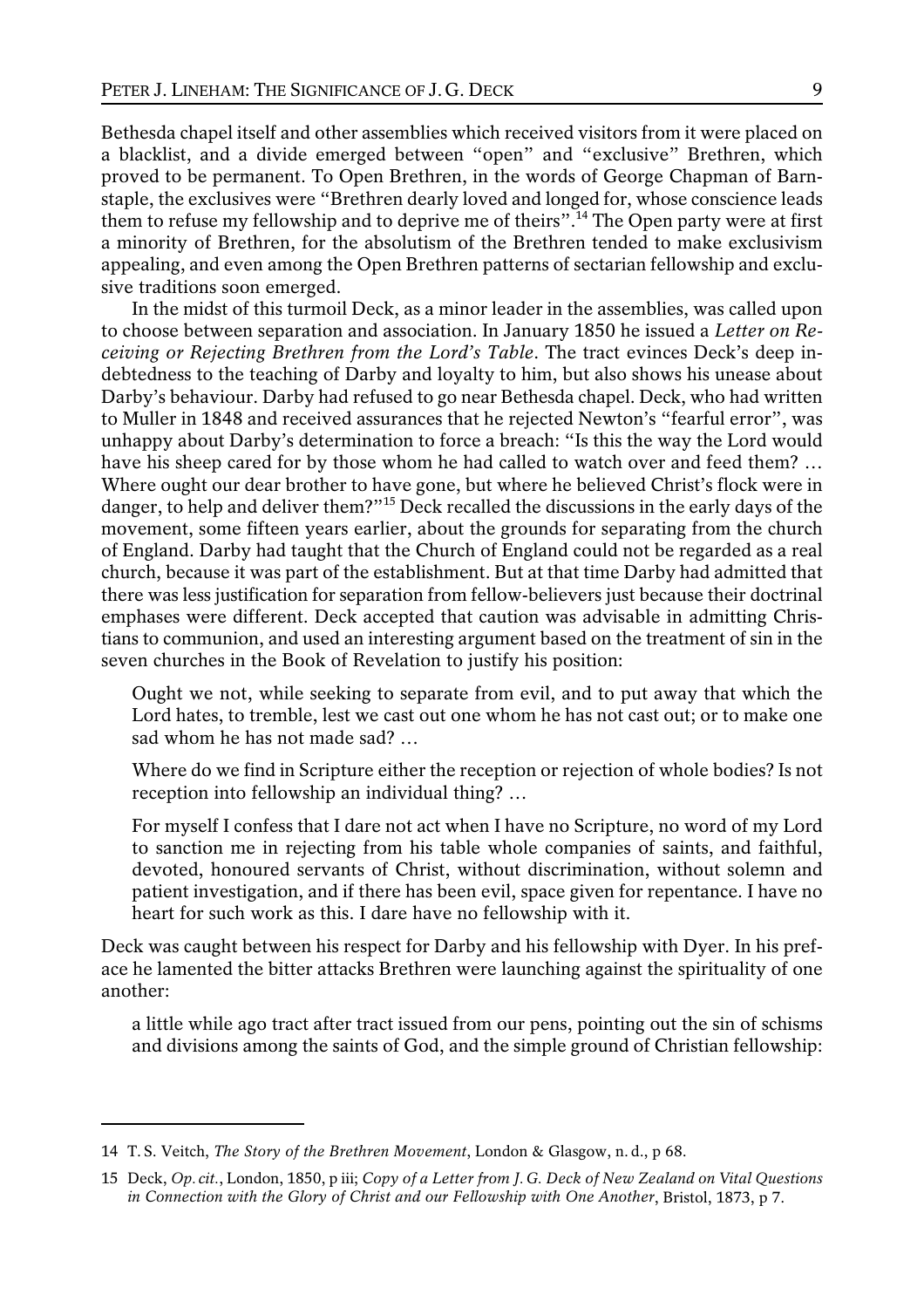Bethesda chapel itself and other assemblies which received visitors from it were placed on a blacklist, and a divide emerged between "open" and "exclusive" Brethren, which proved to be permanent. To Open Brethren, in the words of George Chapman of Barnstaple, the exclusives were "Brethren dearly loved and longed for, whose conscience leads them to refuse my fellowship and to deprive me of theirs".[14] The Open party were at first a minority of Brethren, for the absolutism of the Brethren tended to make exclusivism appealing, and even among the Open Brethren patterns of sectarian fellowship and exclusive traditions soon emerged.

In the midst of this turmoil Deck, as a minor leader in the assemblies, was called upon to choose between separation and association. In January 1850 he issued a *Letter on Receiving or Rejecting Brethren from the Lord's Table*. The tract evinces Deck's deep indebtedness to the teaching of Darby and loyalty to him, but also shows his unease about Darby's behaviour. Darby had refused to go near Bethesda chapel. Deck, who had written to Muller in 1848 and received assurances that he rejected Newton's "fearful error", was unhappy about Darby's determination to force a breach: "Is this the way the Lord would have his sheep cared for by those whom he had called to watch over and feed them? … Where ought our dear brother to have gone, but where he believed Christ's flock were in danger, to help and deliver them?"[15] Deck recalled the discussions in the early days of the movement, some fifteen years earlier, about the grounds for separating from the church of England. Darby had taught that the Church of England could not be regarded as a real church, because it was part of the establishment. But at that time Darby had admitted that there was less justification for separation from fellow-believers just because their doctrinal emphases were different. Deck accepted that caution was advisable in admitting Christians to communion, and used an interesting argument based on the treatment of sin in the seven churches in the Book of Revelation to justify his position:

> Ought we not, while seeking to separate from evil, and to put away that which the Lord hates, to tremble, lest we cast out one whom he has not cast out; or to make one sad whom he has not made sad? …
>
> Where do we find in Scripture either the reception or rejection of whole bodies? Is not reception into fellowship an individual thing? …
>
> For myself I confess that I dare not act when I have no Scripture, no word of my Lord to sanction me in rejecting from his table whole companies of saints, and faithful, devoted, honoured servants of Christ, without discrimination, without solemn and patient investigation, and if there has been evil, space given for repentance. I have no heart for such work as this. I dare have no fellowship with it.

Deck was caught between his respect for Darby and his fellowship with Dyer. In his preface he lamented the bitter attacks Brethren were launching against the spirituality of one another:

> a little while ago tract after tract issued from our pens, pointing out the sin of schisms and divisions among the saints of God, and the simple ground of Christian fellowship:

---

14 T. S. Veitch, *The Story of the Brethren Movement*, London & Glasgow, n. d., p 68.

15 Deck, *Op. cit.*, London, 1850, p iii; *Copy of a Letter from J. G. Deck of New Zealand on Vital Questions in Connection with the Glory of Christ and our Fellowship with One Another*, Bristol, 1873, p 7.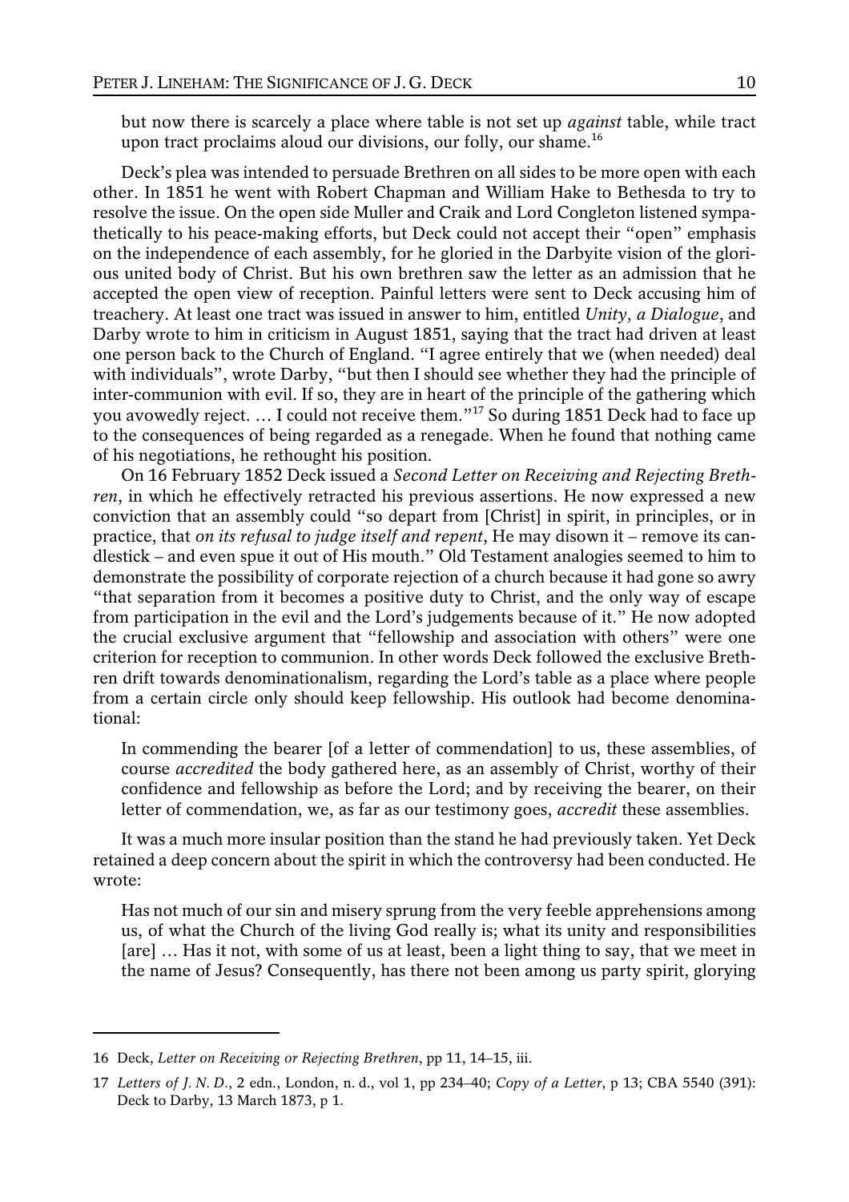but now there is scarcely a place where table is not set up *against* table, while tract upon tract proclaims aloud our divisions, our folly, our shame.[16]

Deck's plea was intended to persuade Brethren on all sides to be more open with each other. In 1851 he went with Robert Chapman and William Hake to Bethesda to try to resolve the issue. On the open side Muller and Craik and Lord Congleton listened sympathetically to his peace-making efforts, but Deck could not accept their "open" emphasis on the independence of each assembly, for he gloried in the Darbyite vision of the glorious united body of Christ. But his own brethren saw the letter as an admission that he accepted the open view of reception. Painful letters were sent to Deck accusing him of treachery. At least one tract was issued in answer to him, entitled *Unity, a Dialogue*, and Darby wrote to him in criticism in August 1851, saying that the tract had driven at least one person back to the Church of England. "I agree entirely that we (when needed) deal with individuals", wrote Darby, "but then I should see whether they had the principle of inter-communion with evil. If so, they are in heart of the principle of the gathering which you avowedly reject. … I could not receive them."[17] So during 1851 Deck had to face up to the consequences of being regarded as a renegade. When he found that nothing came of his negotiations, he rethought his position.

On 16 February 1852 Deck issued a *Second Letter on Receiving and Rejecting Brethren*, in which he effectively retracted his previous assertions. He now expressed a new conviction that an assembly could "so depart from [Christ] in spirit, in principles, or in practice, that *on its refusal to judge itself and repent*, He may disown it – remove its candlestick – and even spue it out of His mouth." Old Testament analogies seemed to him to demonstrate the possibility of corporate rejection of a church because it had gone so awry "that separation from it becomes a positive duty to Christ, and the only way of escape from participation in the evil and the Lord's judgements because of it." He now adopted the crucial exclusive argument that "fellowship and association with others" were one criterion for reception to communion. In other words Deck followed the exclusive Brethren drift towards denominationalism, regarding the Lord's table as a place where people from a certain circle only should keep fellowship. His outlook had become denominational:

> In commending the bearer [of a letter of commendation] to us, these assemblies, of course *accredited* the body gathered here, as an assembly of Christ, worthy of their confidence and fellowship as before the Lord; and by receiving the bearer, on their letter of commendation, we, as far as our testimony goes, *accredit* these assemblies.

It was a much more insular position than the stand he had previously taken. Yet Deck retained a deep concern about the spirit in which the controversy had been conducted. He wrote:

> Has not much of our sin and misery sprung from the very feeble apprehensions among us, of what the Church of the living God really is; what its unity and responsibilities [are] … Has it not, with some of us at least, been a light thing to say, that we meet in the name of Jesus? Consequently, has there not been among us party spirit, glorying

---

16 Deck, *Letter on Receiving or Rejecting Brethren*, pp 11, 14–15, iii.

17 *Letters of J. N. D.*, 2 edn., London, n. d., vol 1, pp 234–40; *Copy of a Letter*, p 13; CBA 5540 (391): Deck to Darby, 13 March 1873, p 1.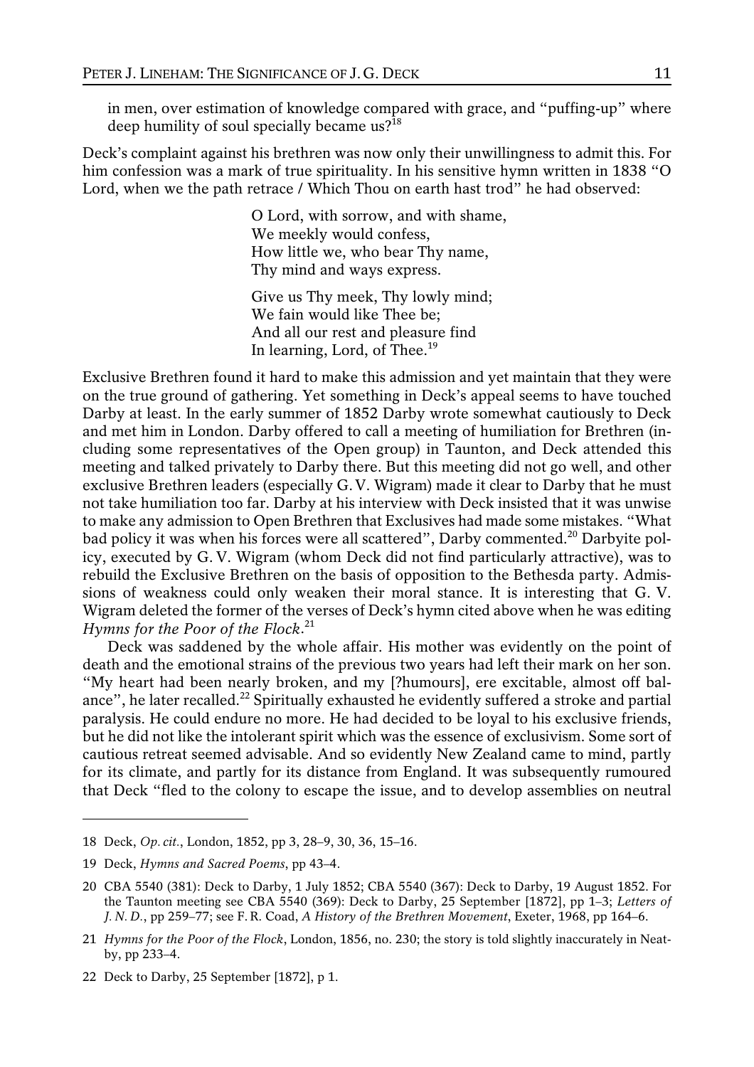in men, over estimation of knowledge compared with grace, and "puffing-up" where deep humility of soul specially became us?[18]

Deck's complaint against his brethren was now only their unwillingness to admit this. For him confession was a mark of true spirituality. In his sensitive hymn written in 1838 "O Lord, when we the path retrace / Which Thou on earth hast trod" he had observed:

> O Lord, with sorrow, and with shame,
> We meekly would confess,
> How little we, who bear Thy name,
> Thy mind and ways express.
>
> Give us Thy meek, Thy lowly mind;
> We fain would like Thee be;
> And all our rest and pleasure find
> In learning, Lord, of Thee.[19]

Exclusive Brethren found it hard to make this admission and yet maintain that they were on the true ground of gathering. Yet something in Deck's appeal seems to have touched Darby at least. In the early summer of 1852 Darby wrote somewhat cautiously to Deck and met him in London. Darby offered to call a meeting of humiliation for Brethren (including some representatives of the Open group) in Taunton, and Deck attended this meeting and talked privately to Darby there. But this meeting did not go well, and other exclusive Brethren leaders (especially G. V. Wigram) made it clear to Darby that he must not take humiliation too far. Darby at his interview with Deck insisted that it was unwise to make any admission to Open Brethren that Exclusives had made some mistakes. "What bad policy it was when his forces were all scattered", Darby commented.[20] Darbyite policy, executed by G. V. Wigram (whom Deck did not find particularly attractive), was to rebuild the Exclusive Brethren on the basis of opposition to the Bethesda party. Admissions of weakness could only weaken their moral stance. It is interesting that G. V. Wigram deleted the former of the verses of Deck's hymn cited above when he was editing *Hymns for the Poor of the Flock*.[21]

Deck was saddened by the whole affair. His mother was evidently on the point of death and the emotional strains of the previous two years had left their mark on her son. "My heart had been nearly broken, and my [?humours], ere excitable, almost off balance", he later recalled.[22] Spiritually exhausted he evidently suffered a stroke and partial paralysis. He could endure no more. He had decided to be loyal to his exclusive friends, but he did not like the intolerant spirit which was the essence of exclusivism. Some sort of cautious retreat seemed advisable. And so evidently New Zealand came to mind, partly for its climate, and partly for its distance from England. It was subsequently rumoured that Deck "fled to the colony to escape the issue, and to develop assemblies on neutral

---

18 Deck, *Op. cit.*, London, 1852, pp 3, 28–9, 30, 36, 15–16.

19 Deck, *Hymns and Sacred Poems*, pp 43–4.

20 CBA 5540 (381): Deck to Darby, 1 July 1852; CBA 5540 (367): Deck to Darby, 19 August 1852. For the Taunton meeting see CBA 5540 (369): Deck to Darby, 25 September [1872], pp 1–3; *Letters of J. N. D.*, pp 259–77; see F. R. Coad, *A History of the Brethren Movement*, Exeter, 1968, pp 164–6.

21 *Hymns for the Poor of the Flock*, London, 1856, no. 230; the story is told slightly inaccurately in Neatby, pp 233–4.

22 Deck to Darby, 25 September [1872], p 1.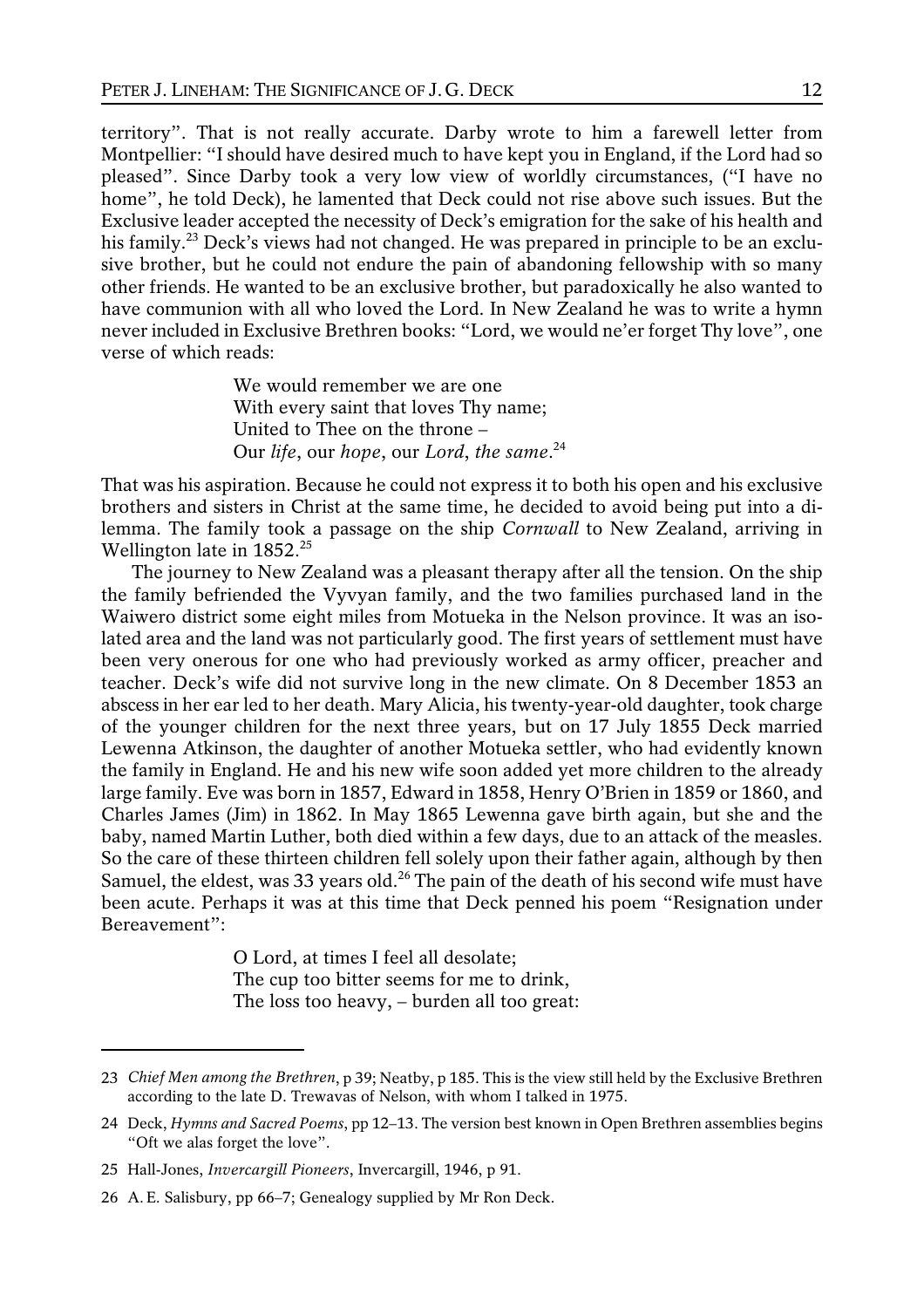territory". That is not really accurate. Darby wrote to him a farewell letter from Montpellier: "I should have desired much to have kept you in England, if the Lord had so pleased". Since Darby took a very low view of worldly circumstances, ("I have no home", he told Deck), he lamented that Deck could not rise above such issues. But the Exclusive leader accepted the necessity of Deck's emigration for the sake of his health and his family.[23] Deck's views had not changed. He was prepared in principle to be an exclusive brother, but he could not endure the pain of abandoning fellowship with so many other friends. He wanted to be an exclusive brother, but paradoxically he also wanted to have communion with all who loved the Lord. In New Zealand he was to write a hymn never included in Exclusive Brethren books: "Lord, we would ne'er forget Thy love", one verse of which reads:

> We would remember we are one
> With every saint that loves Thy name;
> United to Thee on the throne –
> Our *life*, our *hope*, our *Lord*, *the same*.[24]

That was his aspiration. Because he could not express it to both his open and his exclusive brothers and sisters in Christ at the same time, he decided to avoid being put into a dilemma. The family took a passage on the ship *Cornwall* to New Zealand, arriving in Wellington late in 1852.[25]

The journey to New Zealand was a pleasant therapy after all the tension. On the ship the family befriended the Vyvyan family, and the two families purchased land in the Waiwero district some eight miles from Motueka in the Nelson province. It was an isolated area and the land was not particularly good. The first years of settlement must have been very onerous for one who had previously worked as army officer, preacher and teacher. Deck's wife did not survive long in the new climate. On 8 December 1853 an abscess in her ear led to her death. Mary Alicia, his twenty-year-old daughter, took charge of the younger children for the next three years, but on 17 July 1855 Deck married Lewenna Atkinson, the daughter of another Motueka settler, who had evidently known the family in England. He and his new wife soon added yet more children to the already large family. Eve was born in 1857, Edward in 1858, Henry O'Brien in 1859 or 1860, and Charles James (Jim) in 1862. In May 1865 Lewenna gave birth again, but she and the baby, named Martin Luther, both died within a few days, due to an attack of the measles. So the care of these thirteen children fell solely upon their father again, although by then Samuel, the eldest, was 33 years old.[26] The pain of the death of his second wife must have been acute. Perhaps it was at this time that Deck penned his poem "Resignation under Bereavement":

> O Lord, at times I feel all desolate;
> The cup too bitter seems for me to drink,
> The loss too heavy, – burden all too great:

---

23 *Chief Men among the Brethren*, p 39; Neatby, p 185. This is the view still held by the Exclusive Brethren according to the late D. Trewavas of Nelson, with whom I talked in 1975.

24 Deck, *Hymns and Sacred Poems*, pp 12–13. The version best known in Open Brethren assemblies begins "Oft we alas forget the love".

25 Hall-Jones, *Invercargill Pioneers*, Invercargill, 1946, p 91.

26 A. E. Salisbury, pp 66–7; Genealogy supplied by Mr Ron Deck.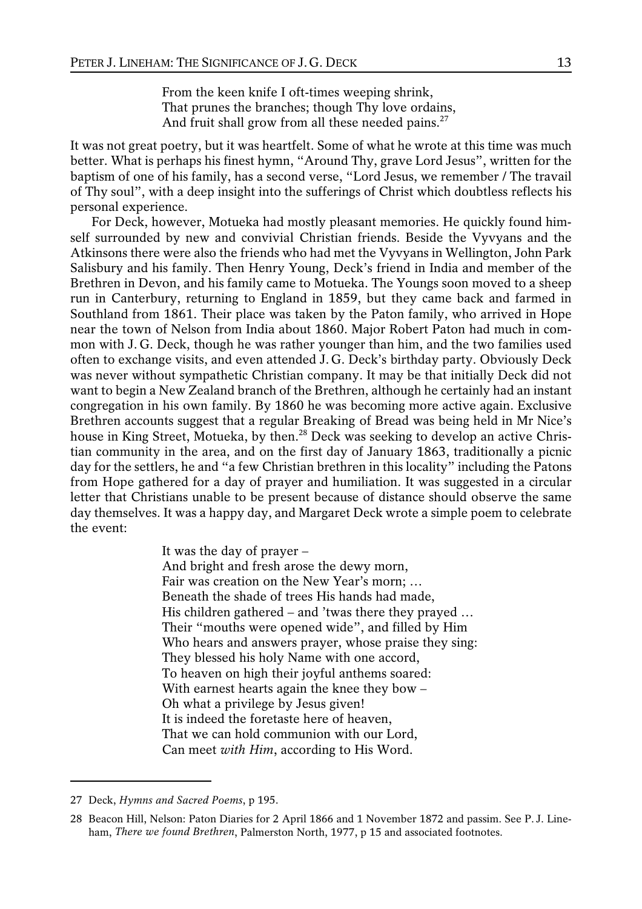From the keen knife I oft-times weeping shrink,  
That prunes the branches; though Thy love ordains,  
And fruit shall grow from all these needed pains.[27]

It was not great poetry, but it was heartfelt. Some of what he wrote at this time was much better. What is perhaps his finest hymn, "Around Thy, grave Lord Jesus", written for the baptism of one of his family, has a second verse, "Lord Jesus, we remember / The travail of Thy soul", with a deep insight into the sufferings of Christ which doubtless reflects his personal experience.

For Deck, however, Motueka had mostly pleasant memories. He quickly found himself surrounded by new and convivial Christian friends. Beside the Vyvyans and the Atkinsons there were also the friends who had met the Vyvyans in Wellington, John Park Salisbury and his family. Then Henry Young, Deck's friend in India and member of the Brethren in Devon, and his family came to Motueka. The Youngs soon moved to a sheep run in Canterbury, returning to England in 1859, but they came back and farmed in Southland from 1861. Their place was taken by the Paton family, who arrived in Hope near the town of Nelson from India about 1860. Major Robert Paton had much in common with J. G. Deck, though he was rather younger than him, and the two families used often to exchange visits, and even attended J. G. Deck's birthday party. Obviously Deck was never without sympathetic Christian company. It may be that initially Deck did not want to begin a New Zealand branch of the Brethren, although he certainly had an instant congregation in his own family. By 1860 he was becoming more active again. Exclusive Brethren accounts suggest that a regular Breaking of Bread was being held in Mr Nice's house in King Street, Motueka, by then.[28] Deck was seeking to develop an active Christian community in the area, and on the first day of January 1863, traditionally a picnic day for the settlers, he and "a few Christian brethren in this locality" including the Patons from Hope gathered for a day of prayer and humiliation. It was suggested in a circular letter that Christians unable to be present because of distance should observe the same day themselves. It was a happy day, and Margaret Deck wrote a simple poem to celebrate the event:

It was the day of prayer –  
And bright and fresh arose the dewy morn,  
Fair was creation on the New Year's morn; …  
Beneath the shade of trees His hands had made,  
His children gathered – and 'twas there they prayed …  
Their "mouths were opened wide", and filled by Him  
Who hears and answers prayer, whose praise they sing:  
They blessed his holy Name with one accord,  
To heaven on high their joyful anthems soared:  
With earnest hearts again the knee they bow –  
Oh what a privilege by Jesus given!  
It is indeed the foretaste here of heaven,  
That we can hold communion with our Lord,  
Can meet *with Him*, according to His Word.

---

27 Deck, *Hymns and Sacred Poems*, p 195.

28 Beacon Hill, Nelson: Paton Diaries for 2 April 1866 and 1 November 1872 and passim. See P. J. Lineham, *There we found Brethren*, Palmerston North, 1977, p 15 and associated footnotes.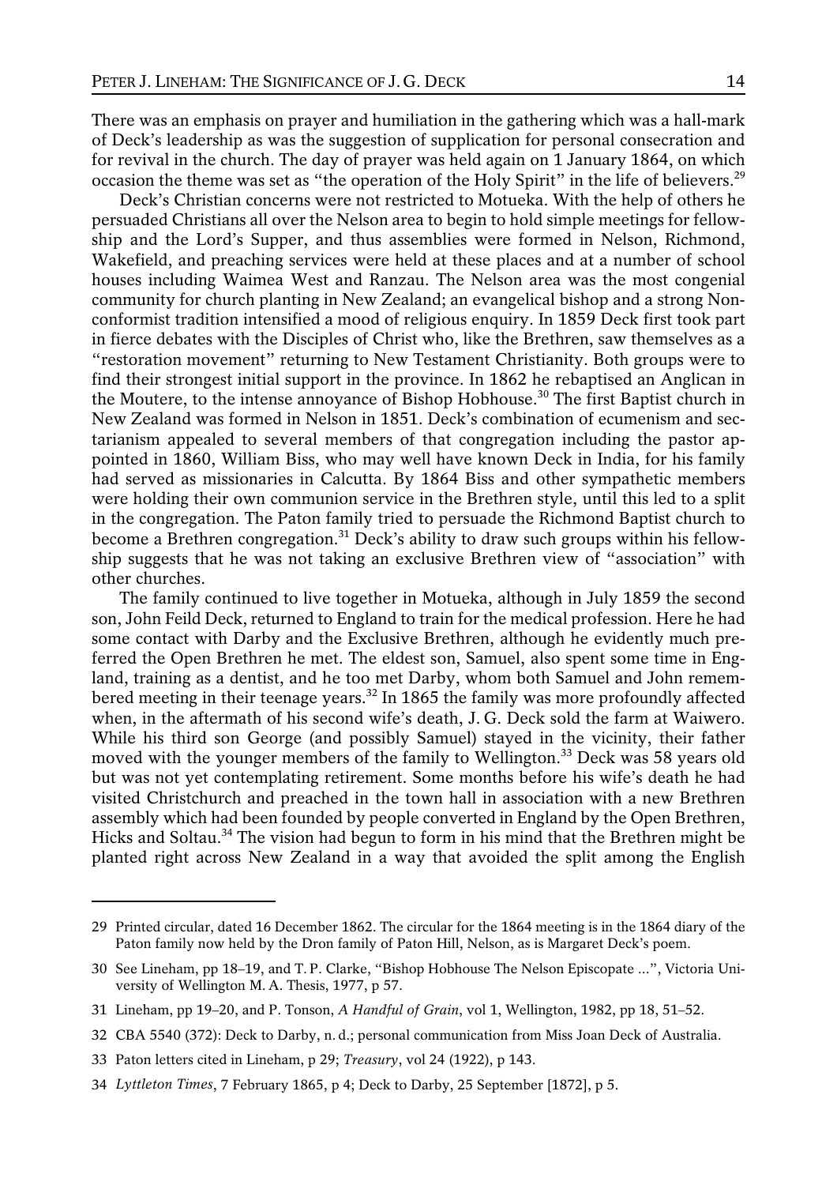There was an emphasis on prayer and humiliation in the gathering which was a hall-mark of Deck's leadership as was the suggestion of supplication for personal consecration and for revival in the church. The day of prayer was held again on 1 January 1864, on which occasion the theme was set as "the operation of the Holy Spirit" in the life of believers.[29]

Deck's Christian concerns were not restricted to Motueka. With the help of others he persuaded Christians all over the Nelson area to begin to hold simple meetings for fellowship and the Lord's Supper, and thus assemblies were formed in Nelson, Richmond, Wakefield, and preaching services were held at these places and at a number of school houses including Waimea West and Ranzau. The Nelson area was the most congenial community for church planting in New Zealand; an evangelical bishop and a strong Nonconformist tradition intensified a mood of religious enquiry. In 1859 Deck first took part in fierce debates with the Disciples of Christ who, like the Brethren, saw themselves as a "restoration movement" returning to New Testament Christianity. Both groups were to find their strongest initial support in the province. In 1862 he rebaptised an Anglican in the Moutere, to the intense annoyance of Bishop Hobhouse.[30] The first Baptist church in New Zealand was formed in Nelson in 1851. Deck's combination of ecumenism and sectarianism appealed to several members of that congregation including the pastor appointed in 1860, William Biss, who may well have known Deck in India, for his family had served as missionaries in Calcutta. By 1864 Biss and other sympathetic members were holding their own communion service in the Brethren style, until this led to a split in the congregation. The Paton family tried to persuade the Richmond Baptist church to become a Brethren congregation.[31] Deck's ability to draw such groups within his fellowship suggests that he was not taking an exclusive Brethren view of "association" with other churches.

The family continued to live together in Motueka, although in July 1859 the second son, John Feild Deck, returned to England to train for the medical profession. Here he had some contact with Darby and the Exclusive Brethren, although he evidently much preferred the Open Brethren he met. The eldest son, Samuel, also spent some time in England, training as a dentist, and he too met Darby, whom both Samuel and John remembered meeting in their teenage years.[32] In 1865 the family was more profoundly affected when, in the aftermath of his second wife's death, J. G. Deck sold the farm at Waiwero. While his third son George (and possibly Samuel) stayed in the vicinity, their father moved with the younger members of the family to Wellington.[33] Deck was 58 years old but was not yet contemplating retirement. Some months before his wife's death he had visited Christchurch and preached in the town hall in association with a new Brethren assembly which had been founded by people converted in England by the Open Brethren, Hicks and Soltau.[34] The vision had begun to form in his mind that the Brethren might be planted right across New Zealand in a way that avoided the split among the English

---

29 Printed circular, dated 16 December 1862. The circular for the 1864 meeting is in the 1864 diary of the Paton family now held by the Dron family of Paton Hill, Nelson, as is Margaret Deck's poem.

30 See Lineham, pp 18–19, and T. P. Clarke, "Bishop Hobhouse The Nelson Episcopate ...", Victoria University of Wellington M. A. Thesis, 1977, p 57.

31 Lineham, pp 19–20, and P. Tonson, *A Handful of Grain*, vol 1, Wellington, 1982, pp 18, 51–52.

32 CBA 5540 (372): Deck to Darby, n. d.; personal communication from Miss Joan Deck of Australia.

33 Paton letters cited in Lineham, p 29; *Treasury*, vol 24 (1922), p 143.

34 *Lyttleton Times*, 7 February 1865, p 4; Deck to Darby, 25 September [1872], p 5.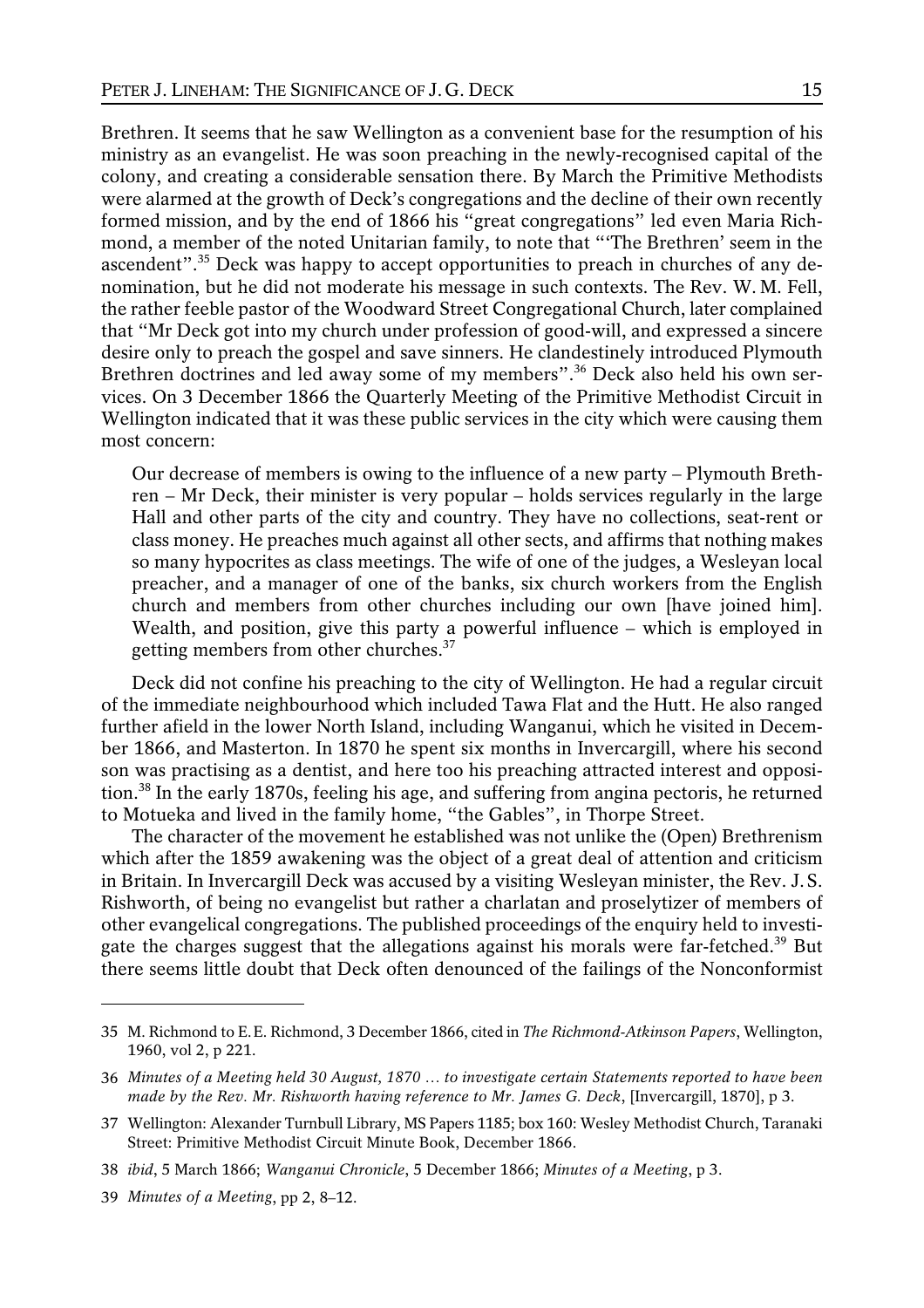Brethren. It seems that he saw Wellington as a convenient base for the resumption of his ministry as an evangelist. He was soon preaching in the newly-recognised capital of the colony, and creating a considerable sensation there. By March the Primitive Methodists were alarmed at the growth of Deck's congregations and the decline of their own recently formed mission, and by the end of 1866 his "great congregations" led even Maria Richmond, a member of the noted Unitarian family, to note that "'The Brethren' seem in the ascendent".[35] Deck was happy to accept opportunities to preach in churches of any denomination, but he did not moderate his message in such contexts. The Rev. W. M. Fell, the rather feeble pastor of the Woodward Street Congregational Church, later complained that "Mr Deck got into my church under profession of good-will, and expressed a sincere desire only to preach the gospel and save sinners. He clandestinely introduced Plymouth Brethren doctrines and led away some of my members".[36] Deck also held his own services. On 3 December 1866 the Quarterly Meeting of the Primitive Methodist Circuit in Wellington indicated that it was these public services in the city which were causing them most concern:

> Our decrease of members is owing to the influence of a new party – Plymouth Brethren – Mr Deck, their minister is very popular – holds services regularly in the large Hall and other parts of the city and country. They have no collections, seat-rent or class money. He preaches much against all other sects, and affirms that nothing makes so many hypocrites as class meetings. The wife of one of the judges, a Wesleyan local preacher, and a manager of one of the banks, six church workers from the English church and members from other churches including our own [have joined him]. Wealth, and position, give this party a powerful influence – which is employed in getting members from other churches.[37]

Deck did not confine his preaching to the city of Wellington. He had a regular circuit of the immediate neighbourhood which included Tawa Flat and the Hutt. He also ranged further afield in the lower North Island, including Wanganui, which he visited in December 1866, and Masterton. In 1870 he spent six months in Invercargill, where his second son was practising as a dentist, and here too his preaching attracted interest and opposition.[38] In the early 1870s, feeling his age, and suffering from angina pectoris, he returned to Motueka and lived in the family home, "the Gables", in Thorpe Street.

The character of the movement he established was not unlike the (Open) Brethrenism which after the 1859 awakening was the object of a great deal of attention and criticism in Britain. In Invercargill Deck was accused by a visiting Wesleyan minister, the Rev. J. S. Rishworth, of being no evangelist but rather a charlatan and proselytizer of members of other evangelical congregations. The published proceedings of the enquiry held to investigate the charges suggest that the allegations against his morals were far-fetched.[39] But there seems little doubt that Deck often denounced of the failings of the Nonconformist

---

35 M. Richmond to E. E. Richmond, 3 December 1866, cited in *The Richmond-Atkinson Papers*, Wellington, 1960, vol 2, p 221.

36 *Minutes of a Meeting held 30 August, 1870 … to investigate certain Statements reported to have been made by the Rev. Mr. Rishworth having reference to Mr. James G. Deck*, [Invercargill, 1870], p 3.

37 Wellington: Alexander Turnbull Library, MS Papers 1185; box 160: Wesley Methodist Church, Taranaki Street: Primitive Methodist Circuit Minute Book, December 1866.

38 *ibid*, 5 March 1866; *Wanganui Chronicle*, 5 December 1866; *Minutes of a Meeting*, p 3.

39 *Minutes of a Meeting*, pp 2, 8–12.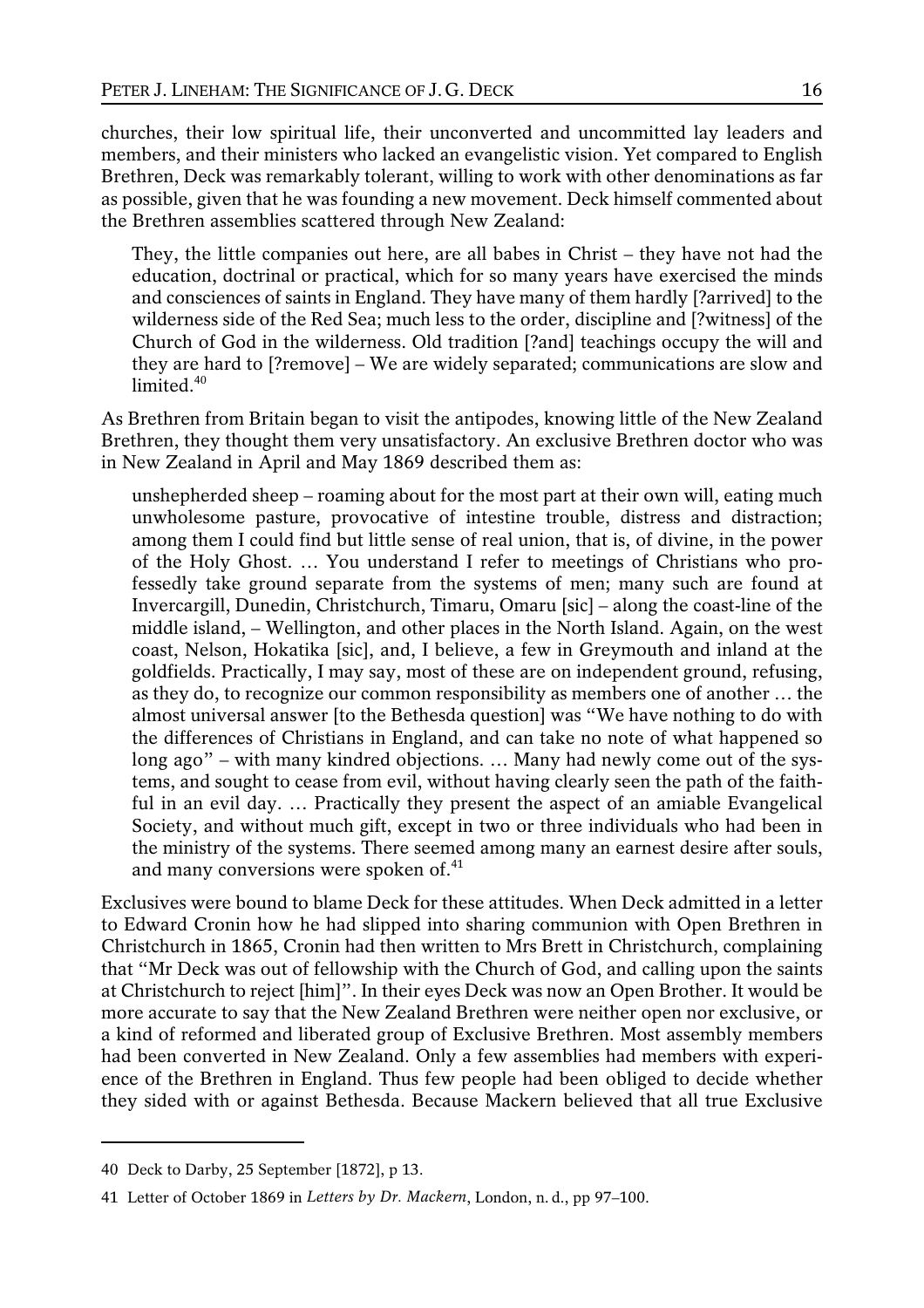churches, their low spiritual life, their unconverted and uncommitted lay leaders and members, and their ministers who lacked an evangelistic vision. Yet compared to English Brethren, Deck was remarkably tolerant, willing to work with other denominations as far as possible, given that he was founding a new movement. Deck himself commented about the Brethren assemblies scattered through New Zealand:

> They, the little companies out here, are all babes in Christ – they have not had the education, doctrinal or practical, which for so many years have exercised the minds and consciences of saints in England. They have many of them hardly [?arrived] to the wilderness side of the Red Sea; much less to the order, discipline and [?witness] of the Church of God in the wilderness. Old tradition [?and] teachings occupy the will and they are hard to [?remove] – We are widely separated; communications are slow and limited.[40]

As Brethren from Britain began to visit the antipodes, knowing little of the New Zealand Brethren, they thought them very unsatisfactory. An exclusive Brethren doctor who was in New Zealand in April and May 1869 described them as:

> unshepherded sheep – roaming about for the most part at their own will, eating much unwholesome pasture, provocative of intestine trouble, distress and distraction; among them I could find but little sense of real union, that is, of divine, in the power of the Holy Ghost. … You understand I refer to meetings of Christians who professedly take ground separate from the systems of men; many such are found at Invercargill, Dunedin, Christchurch, Timaru, Omaru [sic] – along the coast-line of the middle island, – Wellington, and other places in the North Island. Again, on the west coast, Nelson, Hokatika [sic], and, I believe, a few in Greymouth and inland at the goldfields. Practically, I may say, most of these are on independent ground, refusing, as they do, to recognize our common responsibility as members one of another … the almost universal answer [to the Bethesda question] was "We have nothing to do with the differences of Christians in England, and can take no note of what happened so long ago" – with many kindred objections. … Many had newly come out of the systems, and sought to cease from evil, without having clearly seen the path of the faithful in an evil day. … Practically they present the aspect of an amiable Evangelical Society, and without much gift, except in two or three individuals who had been in the ministry of the systems. There seemed among many an earnest desire after souls, and many conversions were spoken of.[41]

Exclusives were bound to blame Deck for these attitudes. When Deck admitted in a letter to Edward Cronin how he had slipped into sharing communion with Open Brethren in Christchurch in 1865, Cronin had then written to Mrs Brett in Christchurch, complaining that "Mr Deck was out of fellowship with the Church of God, and calling upon the saints at Christchurch to reject [him]". In their eyes Deck was now an Open Brother. It would be more accurate to say that the New Zealand Brethren were neither open nor exclusive, or a kind of reformed and liberated group of Exclusive Brethren. Most assembly members had been converted in New Zealand. Only a few assemblies had members with experience of the Brethren in England. Thus few people had been obliged to decide whether they sided with or against Bethesda. Because Mackern believed that all true Exclusive

---

40 Deck to Darby, 25 September [1872], p 13.

41 Letter of October 1869 in *Letters by Dr. Mackern*, London, n. d., pp 97–100.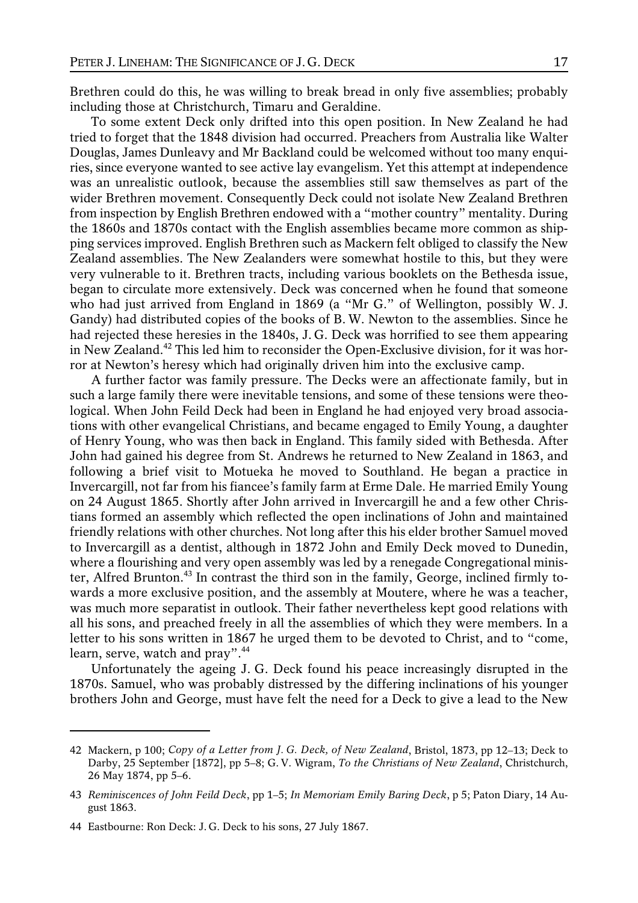Brethren could do this, he was willing to break bread in only five assemblies; probably including those at Christchurch, Timaru and Geraldine.

To some extent Deck only drifted into this open position. In New Zealand he had tried to forget that the 1848 division had occurred. Preachers from Australia like Walter Douglas, James Dunleavy and Mr Backland could be welcomed without too many enquiries, since everyone wanted to see active lay evangelism. Yet this attempt at independence was an unrealistic outlook, because the assemblies still saw themselves as part of the wider Brethren movement. Consequently Deck could not isolate New Zealand Brethren from inspection by English Brethren endowed with a "mother country" mentality. During the 1860s and 1870s contact with the English assemblies became more common as shipping services improved. English Brethren such as Mackern felt obliged to classify the New Zealand assemblies. The New Zealanders were somewhat hostile to this, but they were very vulnerable to it. Brethren tracts, including various booklets on the Bethesda issue, began to circulate more extensively. Deck was concerned when he found that someone who had just arrived from England in 1869 (a "Mr G." of Wellington, possibly W. J. Gandy) had distributed copies of the books of B. W. Newton to the assemblies. Since he had rejected these heresies in the 1840s, J. G. Deck was horrified to see them appearing in New Zealand.[42] This led him to reconsider the Open-Exclusive division, for it was horror at Newton's heresy which had originally driven him into the exclusive camp.

A further factor was family pressure. The Decks were an affectionate family, but in such a large family there were inevitable tensions, and some of these tensions were theological. When John Feild Deck had been in England he had enjoyed very broad associations with other evangelical Christians, and became engaged to Emily Young, a daughter of Henry Young, who was then back in England. This family sided with Bethesda. After John had gained his degree from St. Andrews he returned to New Zealand in 1863, and following a brief visit to Motueka he moved to Southland. He began a practice in Invercargill, not far from his fiancee's family farm at Erme Dale. He married Emily Young on 24 August 1865. Shortly after John arrived in Invercargill he and a few other Christians formed an assembly which reflected the open inclinations of John and maintained friendly relations with other churches. Not long after this his elder brother Samuel moved to Invercargill as a dentist, although in 1872 John and Emily Deck moved to Dunedin, where a flourishing and very open assembly was led by a renegade Congregational minister, Alfred Brunton.[43] In contrast the third son in the family, George, inclined firmly towards a more exclusive position, and the assembly at Moutere, where he was a teacher, was much more separatist in outlook. Their father nevertheless kept good relations with all his sons, and preached freely in all the assemblies of which they were members. In a letter to his sons written in 1867 he urged them to be devoted to Christ, and to "come, learn, serve, watch and pray".[44]

Unfortunately the ageing J. G. Deck found his peace increasingly disrupted in the 1870s. Samuel, who was probably distressed by the differing inclinations of his younger brothers John and George, must have felt the need for a Deck to give a lead to the New

---

42 Mackern, p 100; *Copy of a Letter from J. G. Deck, of New Zealand*, Bristol, 1873, pp 12–13; Deck to Darby, 25 September [1872], pp 5–8; G. V. Wigram, *To the Christians of New Zealand*, Christchurch, 26 May 1874, pp 5–6.

43 *Reminiscences of John Feild Deck*, pp 1–5; *In Memoriam Emily Baring Deck*, p 5; Paton Diary, 14 August 1863.

44 Eastbourne: Ron Deck: J. G. Deck to his sons, 27 July 1867.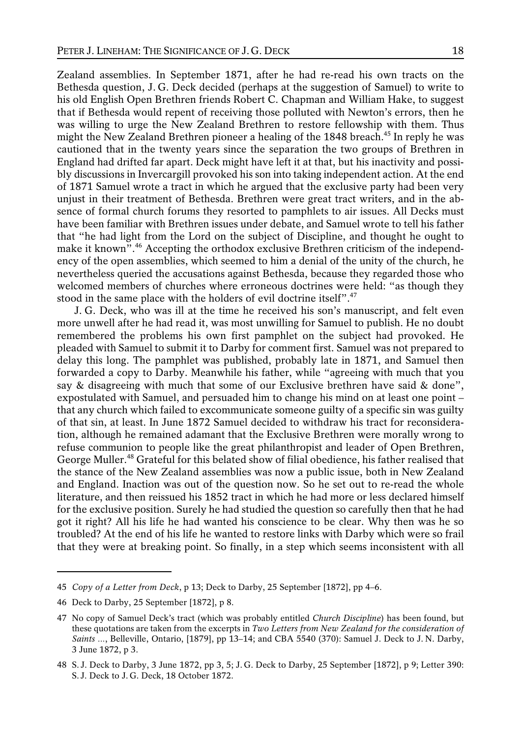Zealand assemblies. In September 1871, after he had re-read his own tracts on the Bethesda question, J. G. Deck decided (perhaps at the suggestion of Samuel) to write to his old English Open Brethren friends Robert C. Chapman and William Hake, to suggest that if Bethesda would repent of receiving those polluted with Newton's errors, then he was willing to urge the New Zealand Brethren to restore fellowship with them. Thus might the New Zealand Brethren pioneer a healing of the 1848 breach.[45] In reply he was cautioned that in the twenty years since the separation the two groups of Brethren in England had drifted far apart. Deck might have left it at that, but his inactivity and possibly discussions in Invercargill provoked his son into taking independent action. At the end of 1871 Samuel wrote a tract in which he argued that the exclusive party had been very unjust in their treatment of Bethesda. Brethren were great tract writers, and in the absence of formal church forums they resorted to pamphlets to air issues. All Decks must have been familiar with Brethren issues under debate, and Samuel wrote to tell his father that "he had light from the Lord on the subject of Discipline, and thought he ought to make it known".[46] Accepting the orthodox exclusive Brethren criticism of the independency of the open assemblies, which seemed to him a denial of the unity of the church, he nevertheless queried the accusations against Bethesda, because they regarded those who welcomed members of churches where erroneous doctrines were held: "as though they stood in the same place with the holders of evil doctrine itself".[47]

J. G. Deck, who was ill at the time he received his son's manuscript, and felt even more unwell after he had read it, was most unwilling for Samuel to publish. He no doubt remembered the problems his own first pamphlet on the subject had provoked. He pleaded with Samuel to submit it to Darby for comment first. Samuel was not prepared to delay this long. The pamphlet was published, probably late in 1871, and Samuel then forwarded a copy to Darby. Meanwhile his father, while "agreeing with much that you say & disagreeing with much that some of our Exclusive brethren have said & done", expostulated with Samuel, and persuaded him to change his mind on at least one point – that any church which failed to excommunicate someone guilty of a specific sin was guilty of that sin, at least. In June 1872 Samuel decided to withdraw his tract for reconsideration, although he remained adamant that the Exclusive Brethren were morally wrong to refuse communion to people like the great philanthropist and leader of Open Brethren, George Muller.[48] Grateful for this belated show of filial obedience, his father realised that the stance of the New Zealand assemblies was now a public issue, both in New Zealand and England. Inaction was out of the question now. So he set out to re-read the whole literature, and then reissued his 1852 tract in which he had more or less declared himself for the exclusive position. Surely he had studied the question so carefully then that he had got it right? All his life he had wanted his conscience to be clear. Why then was he so troubled? At the end of his life he wanted to restore links with Darby which were so frail that they were at breaking point. So finally, in a step which seems inconsistent with all

---

45 *Copy of a Letter from Deck*, p 13; Deck to Darby, 25 September [1872], pp 4–6.

46 Deck to Darby, 25 September [1872], p 8.

47 No copy of Samuel Deck's tract (which was probably entitled *Church Discipline*) has been found, but these quotations are taken from the excerpts in *Two Letters from New Zealand for the consideration of Saints ...*, Belleville, Ontario, [1879], pp 13–14; and CBA 5540 (370): Samuel J. Deck to J. N. Darby, 3 June 1872, p 3.

48 S. J. Deck to Darby, 3 June 1872, pp 3, 5; J. G. Deck to Darby, 25 September [1872], p 9; Letter 390: S. J. Deck to J. G. Deck, 18 October 1872.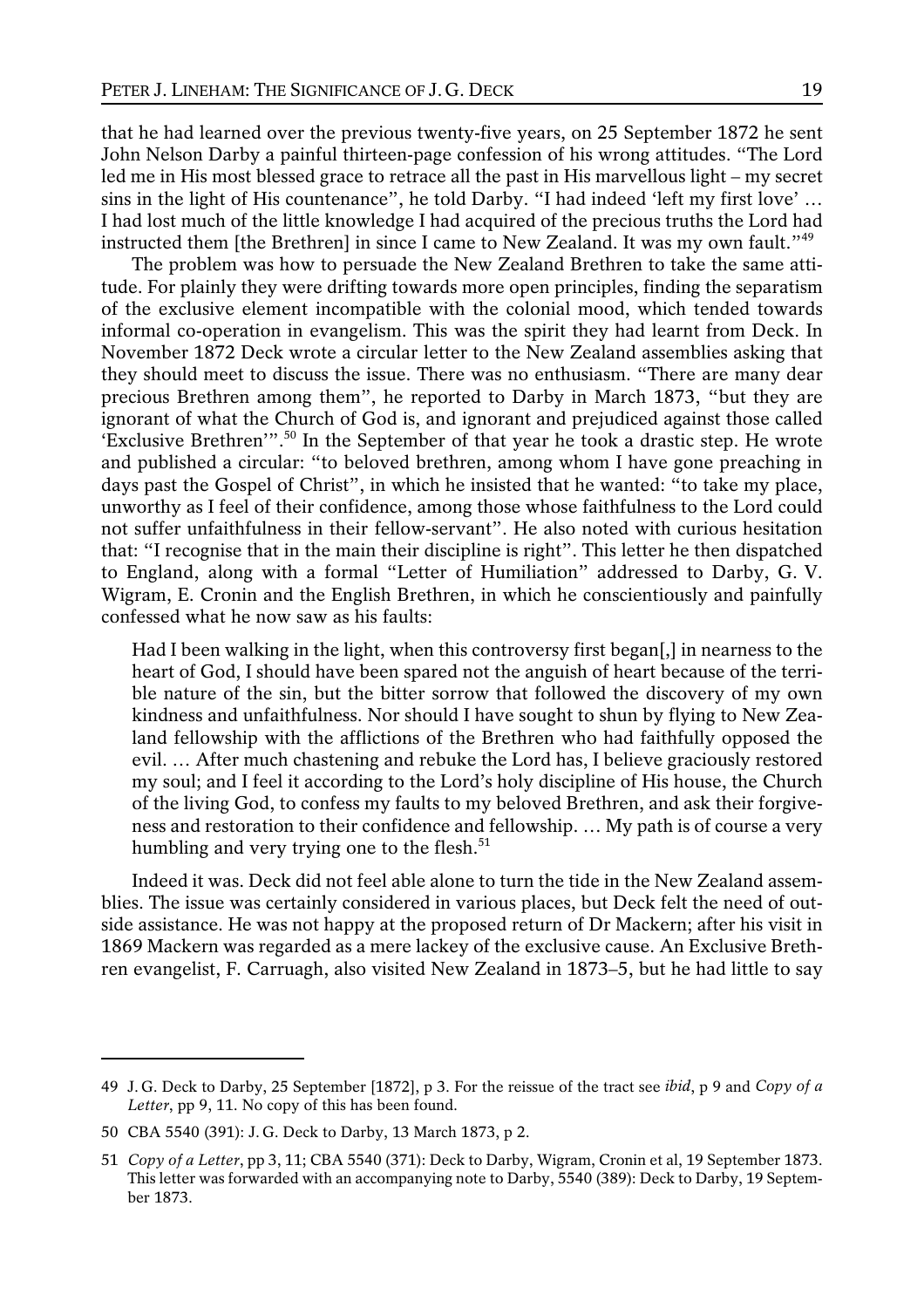that he had learned over the previous twenty-five years, on 25 September 1872 he sent John Nelson Darby a painful thirteen-page confession of his wrong attitudes. "The Lord led me in His most blessed grace to retrace all the past in His marvellous light – my secret sins in the light of His countenance", he told Darby. "I had indeed 'left my first love' … I had lost much of the little knowledge I had acquired of the precious truths the Lord had instructed them [the Brethren] in since I came to New Zealand. It was my own fault."[49]

The problem was how to persuade the New Zealand Brethren to take the same attitude. For plainly they were drifting towards more open principles, finding the separatism of the exclusive element incompatible with the colonial mood, which tended towards informal co-operation in evangelism. This was the spirit they had learnt from Deck. In November 1872 Deck wrote a circular letter to the New Zealand assemblies asking that they should meet to discuss the issue. There was no enthusiasm. "There are many dear precious Brethren among them", he reported to Darby in March 1873, "but they are ignorant of what the Church of God is, and ignorant and prejudiced against those called 'Exclusive Brethren'".[50] In the September of that year he took a drastic step. He wrote and published a circular: "to beloved brethren, among whom I have gone preaching in days past the Gospel of Christ", in which he insisted that he wanted: "to take my place, unworthy as I feel of their confidence, among those whose faithfulness to the Lord could not suffer unfaithfulness in their fellow-servant". He also noted with curious hesitation that: "I recognise that in the main their discipline is right". This letter he then dispatched to England, along with a formal "Letter of Humiliation" addressed to Darby, G. V. Wigram, E. Cronin and the English Brethren, in which he conscientiously and painfully confessed what he now saw as his faults:

> Had I been walking in the light, when this controversy first began[,] in nearness to the heart of God, I should have been spared not the anguish of heart because of the terrible nature of the sin, but the bitter sorrow that followed the discovery of my own kindness and unfaithfulness. Nor should I have sought to shun by flying to New Zealand fellowship with the afflictions of the Brethren who had faithfully opposed the evil. … After much chastening and rebuke the Lord has, I believe graciously restored my soul; and I feel it according to the Lord's holy discipline of His house, the Church of the living God, to confess my faults to my beloved Brethren, and ask their forgiveness and restoration to their confidence and fellowship. … My path is of course a very humbling and very trying one to the flesh.[51]

Indeed it was. Deck did not feel able alone to turn the tide in the New Zealand assemblies. The issue was certainly considered in various places, but Deck felt the need of outside assistance. He was not happy at the proposed return of Dr Mackern; after his visit in 1869 Mackern was regarded as a mere lackey of the exclusive cause. An Exclusive Brethren evangelist, F. Carruagh, also visited New Zealand in 1873–5, but he had little to say

---

49 J. G. Deck to Darby, 25 September [1872], p 3. For the reissue of the tract see *ibid*, p 9 and *Copy of a Letter*, pp 9, 11. No copy of this has been found.

50 CBA 5540 (391): J. G. Deck to Darby, 13 March 1873, p 2.

51 *Copy of a Letter*, pp 3, 11; CBA 5540 (371): Deck to Darby, Wigram, Cronin et al, 19 September 1873. This letter was forwarded with an accompanying note to Darby, 5540 (389): Deck to Darby, 19 September 1873.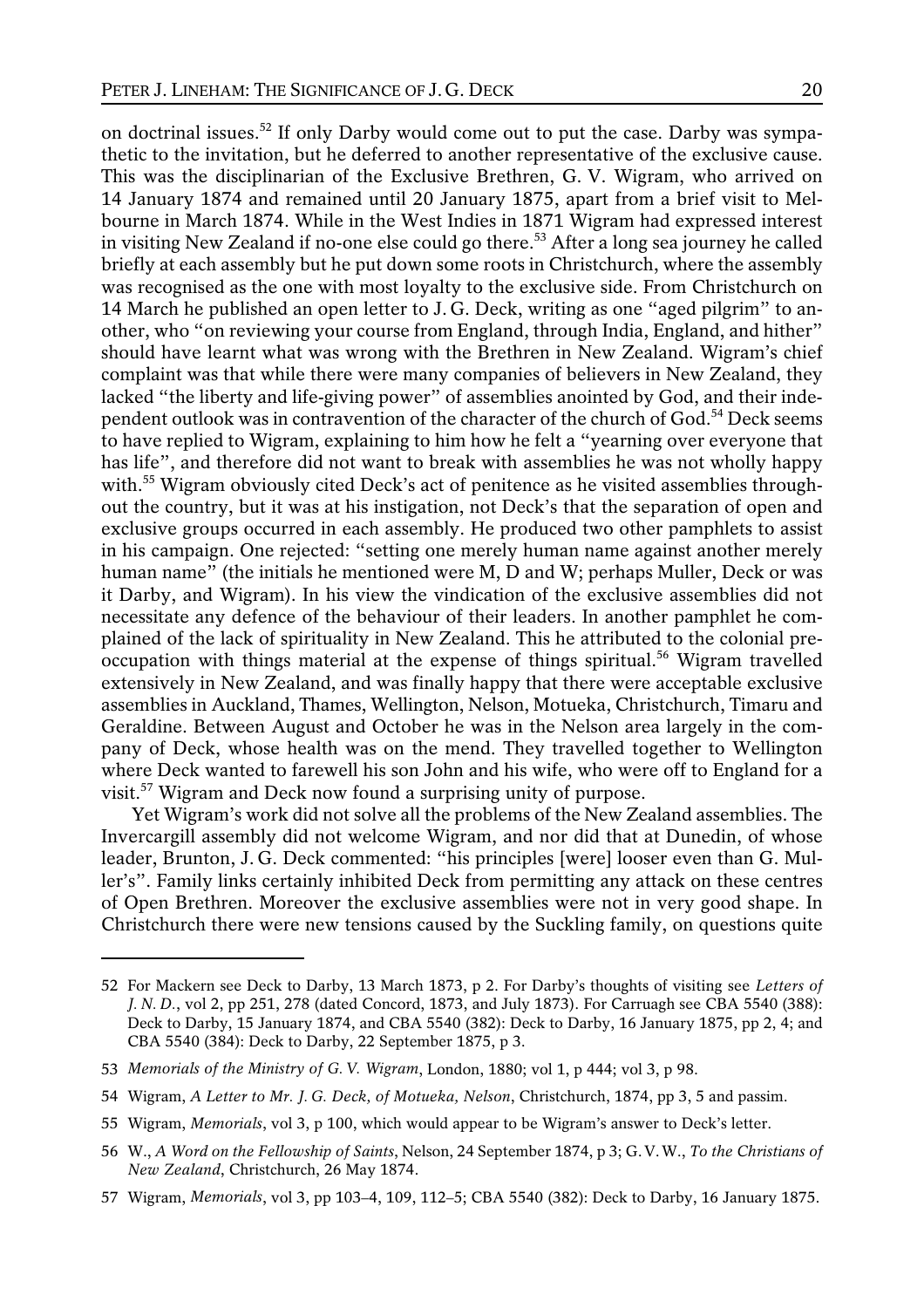on doctrinal issues.[52] If only Darby would come out to put the case. Darby was sympathetic to the invitation, but he deferred to another representative of the exclusive cause. This was the disciplinarian of the Exclusive Brethren, G. V. Wigram, who arrived on 14 January 1874 and remained until 20 January 1875, apart from a brief visit to Melbourne in March 1874. While in the West Indies in 1871 Wigram had expressed interest in visiting New Zealand if no-one else could go there.[53] After a long sea journey he called briefly at each assembly but he put down some roots in Christchurch, where the assembly was recognised as the one with most loyalty to the exclusive side. From Christchurch on 14 March he published an open letter to J. G. Deck, writing as one "aged pilgrim" to another, who "on reviewing your course from England, through India, England, and hither" should have learnt what was wrong with the Brethren in New Zealand. Wigram's chief complaint was that while there were many companies of believers in New Zealand, they lacked "the liberty and life-giving power" of assemblies anointed by God, and their independent outlook was in contravention of the character of the church of God.[54] Deck seems to have replied to Wigram, explaining to him how he felt a "yearning over everyone that has life", and therefore did not want to break with assemblies he was not wholly happy with.[55] Wigram obviously cited Deck's act of penitence as he visited assemblies throughout the country, but it was at his instigation, not Deck's that the separation of open and exclusive groups occurred in each assembly. He produced two other pamphlets to assist in his campaign. One rejected: "setting one merely human name against another merely human name" (the initials he mentioned were M, D and W; perhaps Muller, Deck or was it Darby, and Wigram). In his view the vindication of the exclusive assemblies did not necessitate any defence of the behaviour of their leaders. In another pamphlet he complained of the lack of spirituality in New Zealand. This he attributed to the colonial preoccupation with things material at the expense of things spiritual.[56] Wigram travelled extensively in New Zealand, and was finally happy that there were acceptable exclusive assemblies in Auckland, Thames, Wellington, Nelson, Motueka, Christchurch, Timaru and Geraldine. Between August and October he was in the Nelson area largely in the company of Deck, whose health was on the mend. They travelled together to Wellington where Deck wanted to farewell his son John and his wife, who were off to England for a visit.[57] Wigram and Deck now found a surprising unity of purpose.

Yet Wigram's work did not solve all the problems of the New Zealand assemblies. The Invercargill assembly did not welcome Wigram, and nor did that at Dunedin, of whose leader, Brunton, J. G. Deck commented: "his principles [were] looser even than G. Muller's". Family links certainly inhibited Deck from permitting any attack on these centres of Open Brethren. Moreover the exclusive assemblies were not in very good shape. In Christchurch there were new tensions caused by the Suckling family, on questions quite

---

52 For Mackern see Deck to Darby, 13 March 1873, p 2. For Darby's thoughts of visiting see *Letters of J. N. D.*, vol 2, pp 251, 278 (dated Concord, 1873, and July 1873). For Carruagh see CBA 5540 (388): Deck to Darby, 15 January 1874, and CBA 5540 (382): Deck to Darby, 16 January 1875, pp 2, 4; and CBA 5540 (384): Deck to Darby, 22 September 1875, p 3.

53 *Memorials of the Ministry of G. V. Wigram*, London, 1880; vol 1, p 444; vol 3, p 98.

54 Wigram, *A Letter to Mr. J. G. Deck, of Motueka, Nelson*, Christchurch, 1874, pp 3, 5 and passim.

55 Wigram, *Memorials*, vol 3, p 100, which would appear to be Wigram's answer to Deck's letter.

56 W., *A Word on the Fellowship of Saints*, Nelson, 24 September 1874, p 3; G. V. W., *To the Christians of New Zealand*, Christchurch, 26 May 1874.

57 Wigram, *Memorials*, vol 3, pp 103–4, 109, 112–5; CBA 5540 (382): Deck to Darby, 16 January 1875.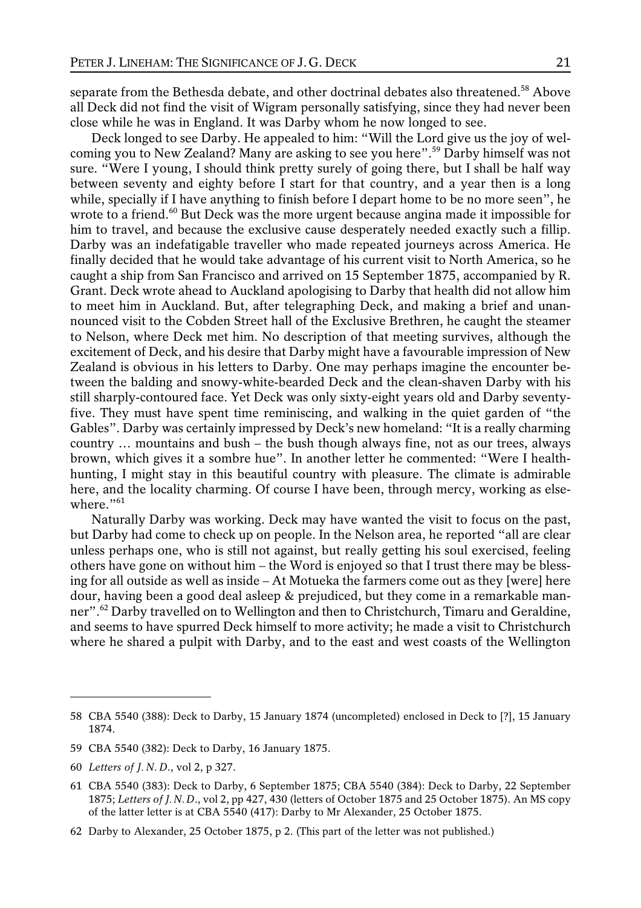separate from the Bethesda debate, and other doctrinal debates also threatened.[58] Above all Deck did not find the visit of Wigram personally satisfying, since they had never been close while he was in England. It was Darby whom he now longed to see.

Deck longed to see Darby. He appealed to him: "Will the Lord give us the joy of welcoming you to New Zealand? Many are asking to see you here".[59] Darby himself was not sure. "Were I young, I should think pretty surely of going there, but I shall be half way between seventy and eighty before I start for that country, and a year then is a long while, specially if I have anything to finish before I depart home to be no more seen", he wrote to a friend.[60] But Deck was the more urgent because angina made it impossible for him to travel, and because the exclusive cause desperately needed exactly such a fillip. Darby was an indefatigable traveller who made repeated journeys across America. He finally decided that he would take advantage of his current visit to North America, so he caught a ship from San Francisco and arrived on 15 September 1875, accompanied by R. Grant. Deck wrote ahead to Auckland apologising to Darby that health did not allow him to meet him in Auckland. But, after telegraphing Deck, and making a brief and unannounced visit to the Cobden Street hall of the Exclusive Brethren, he caught the steamer to Nelson, where Deck met him. No description of that meeting survives, although the excitement of Deck, and his desire that Darby might have a favourable impression of New Zealand is obvious in his letters to Darby. One may perhaps imagine the encounter between the balding and snowy-white-bearded Deck and the clean-shaven Darby with his still sharply-contoured face. Yet Deck was only sixty-eight years old and Darby seventy-five. They must have spent time reminiscing, and walking in the quiet garden of "the Gables". Darby was certainly impressed by Deck's new homeland: "It is a really charming country … mountains and bush – the bush though always fine, not as our trees, always brown, which gives it a sombre hue". In another letter he commented: "Were I health-hunting, I might stay in this beautiful country with pleasure. The climate is admirable here, and the locality charming. Of course I have been, through mercy, working as elsewhere."[61]

Naturally Darby was working. Deck may have wanted the visit to focus on the past, but Darby had come to check up on people. In the Nelson area, he reported "all are clear unless perhaps one, who is still not against, but really getting his soul exercised, feeling others have gone on without him – the Word is enjoyed so that I trust there may be blessing for all outside as well as inside – At Motueka the farmers come out as they [were] here dour, having been a good deal asleep & prejudiced, but they come in a remarkable manner".[62] Darby travelled on to Wellington and then to Christchurch, Timaru and Geraldine, and seems to have spurred Deck himself to more activity; he made a visit to Christchurch where he shared a pulpit with Darby, and to the east and west coasts of the Wellington

---

58 CBA 5540 (388): Deck to Darby, 15 January 1874 (uncompleted) enclosed in Deck to [?], 15 January 1874.

59 CBA 5540 (382): Deck to Darby, 16 January 1875.

60 *Letters of J. N. D.*, vol 2, p 327.

61 CBA 5540 (383): Deck to Darby, 6 September 1875; CBA 5540 (384): Deck to Darby, 22 September 1875; *Letters of J. N. D.*, vol 2, pp 427, 430 (letters of October 1875 and 25 October 1875). An MS copy of the latter letter is at CBA 5540 (417): Darby to Mr Alexander, 25 October 1875.

62 Darby to Alexander, 25 October 1875, p 2. (This part of the letter was not published.)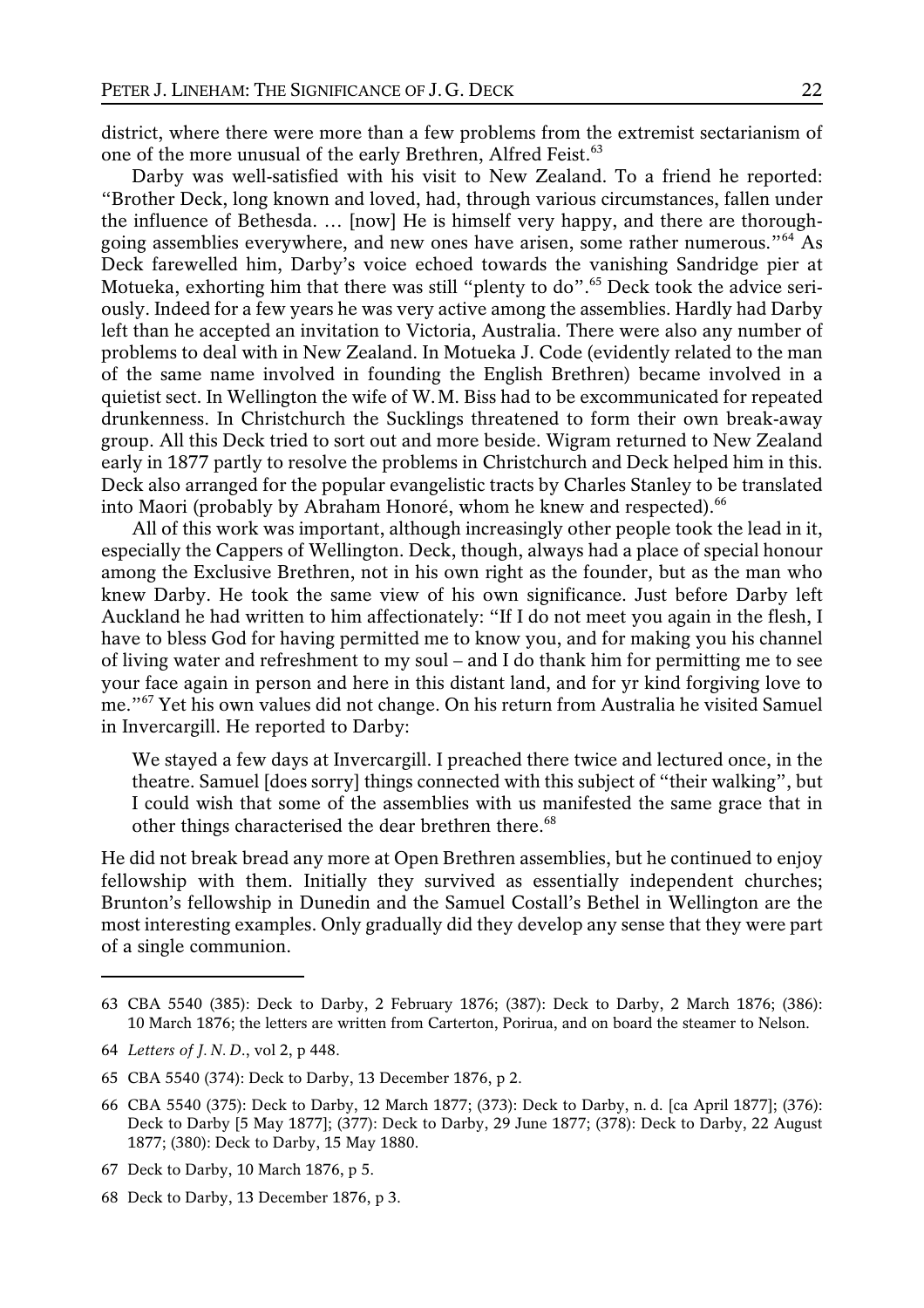district, where there were more than a few problems from the extremist sectarianism of one of the more unusual of the early Brethren, Alfred Feist.[63]

Darby was well-satisfied with his visit to New Zealand. To a friend he reported: "Brother Deck, long known and loved, had, through various circumstances, fallen under the influence of Bethesda. … [now] He is himself very happy, and there are thorough-going assemblies everywhere, and new ones have arisen, some rather numerous."[64] As Deck farewelled him, Darby's voice echoed towards the vanishing Sandridge pier at Motueka, exhorting him that there was still "plenty to do".[65] Deck took the advice seriously. Indeed for a few years he was very active among the assemblies. Hardly had Darby left than he accepted an invitation to Victoria, Australia. There were also any number of problems to deal with in New Zealand. In Motueka J. Code (evidently related to the man of the same name involved in founding the English Brethren) became involved in a quietist sect. In Wellington the wife of W. M. Biss had to be excommunicated for repeated drunkenness. In Christchurch the Sucklings threatened to form their own break-away group. All this Deck tried to sort out and more beside. Wigram returned to New Zealand early in 1877 partly to resolve the problems in Christchurch and Deck helped him in this. Deck also arranged for the popular evangelistic tracts by Charles Stanley to be translated into Maori (probably by Abraham Honoré, whom he knew and respected).[66]

All of this work was important, although increasingly other people took the lead in it, especially the Cappers of Wellington. Deck, though, always had a place of special honour among the Exclusive Brethren, not in his own right as the founder, but as the man who knew Darby. He took the same view of his own significance. Just before Darby left Auckland he had written to him affectionately: "If I do not meet you again in the flesh, I have to bless God for having permitted me to know you, and for making you his channel of living water and refreshment to my soul – and I do thank him for permitting me to see your face again in person and here in this distant land, and for yr kind forgiving love to me."[67] Yet his own values did not change. On his return from Australia he visited Samuel in Invercargill. He reported to Darby:

> We stayed a few days at Invercargill. I preached there twice and lectured once, in the theatre. Samuel [does sorry] things connected with this subject of "their walking", but I could wish that some of the assemblies with us manifested the same grace that in other things characterised the dear brethren there.[68]

He did not break bread any more at Open Brethren assemblies, but he continued to enjoy fellowship with them. Initially they survived as essentially independent churches; Brunton's fellowship in Dunedin and the Samuel Costall's Bethel in Wellington are the most interesting examples. Only gradually did they develop any sense that they were part of a single communion.

---

63 CBA 5540 (385): Deck to Darby, 2 February 1876; (387): Deck to Darby, 2 March 1876; (386): 10 March 1876; the letters are written from Carterton, Porirua, and on board the steamer to Nelson.

64 *Letters of J. N. D.*, vol 2, p 448.

65 CBA 5540 (374): Deck to Darby, 13 December 1876, p 2.

66 CBA 5540 (375): Deck to Darby, 12 March 1877; (373): Deck to Darby, n. d. [ca April 1877]; (376): Deck to Darby [5 May 1877]; (377): Deck to Darby, 29 June 1877; (378): Deck to Darby, 22 August 1877; (380): Deck to Darby, 15 May 1880.

67 Deck to Darby, 10 March 1876, p 5.

68 Deck to Darby, 13 December 1876, p 3.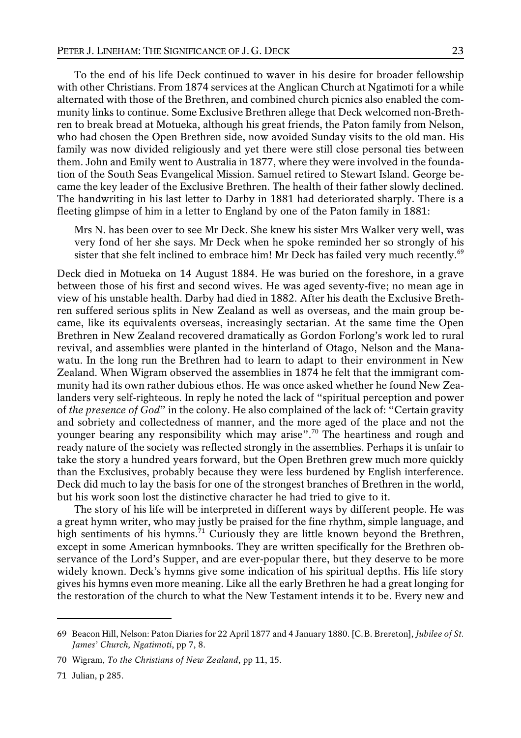To the end of his life Deck continued to waver in his desire for broader fellowship with other Christians. From 1874 services at the Anglican Church at Ngatimoti for a while alternated with those of the Brethren, and combined church picnics also enabled the community links to continue. Some Exclusive Brethren allege that Deck welcomed non-Brethren to break bread at Motueka, although his great friends, the Paton family from Nelson, who had chosen the Open Brethren side, now avoided Sunday visits to the old man. His family was now divided religiously and yet there were still close personal ties between them. John and Emily went to Australia in 1877, where they were involved in the foundation of the South Seas Evangelical Mission. Samuel retired to Stewart Island. George became the key leader of the Exclusive Brethren. The health of their father slowly declined. The handwriting in his last letter to Darby in 1881 had deteriorated sharply. There is a fleeting glimpse of him in a letter to England by one of the Paton family in 1881:

> Mrs N. has been over to see Mr Deck. She knew his sister Mrs Walker very well, was very fond of her she says. Mr Deck when he spoke reminded her so strongly of his sister that she felt inclined to embrace him! Mr Deck has failed very much recently.[69]

Deck died in Motueka on 14 August 1884. He was buried on the foreshore, in a grave between those of his first and second wives. He was aged seventy-five; no mean age in view of his unstable health. Darby had died in 1882. After his death the Exclusive Brethren suffered serious splits in New Zealand as well as overseas, and the main group became, like its equivalents overseas, increasingly sectarian. At the same time the Open Brethren in New Zealand recovered dramatically as Gordon Forlong's work led to rural revival, and assemblies were planted in the hinterland of Otago, Nelson and the Manawatu. In the long run the Brethren had to learn to adapt to their environment in New Zealand. When Wigram observed the assemblies in 1874 he felt that the immigrant community had its own rather dubious ethos. He was once asked whether he found New Zealanders very self-righteous. In reply he noted the lack of "spiritual perception and power of *the presence of God*" in the colony. He also complained of the lack of: "Certain gravity and sobriety and collectedness of manner, and the more aged of the place and not the younger bearing any responsibility which may arise".[70] The heartiness and rough and ready nature of the society was reflected strongly in the assemblies. Perhaps it is unfair to take the story a hundred years forward, but the Open Brethren grew much more quickly than the Exclusives, probably because they were less burdened by English interference. Deck did much to lay the basis for one of the strongest branches of Brethren in the world, but his work soon lost the distinctive character he had tried to give to it.

The story of his life will be interpreted in different ways by different people. He was a great hymn writer, who may justly be praised for the fine rhythm, simple language, and high sentiments of his hymns.[71] Curiously they are little known beyond the Brethren, except in some American hymnbooks. They are written specifically for the Brethren observance of the Lord's Supper, and are ever-popular there, but they deserve to be more widely known. Deck's hymns give some indication of his spiritual depths. His life story gives his hymns even more meaning. Like all the early Brethren he had a great longing for the restoration of the church to what the New Testament intends it to be. Every new and

---

69 Beacon Hill, Nelson: Paton Diaries for 22 April 1877 and 4 January 1880. [C. B. Brereton], *Jubilee of St. James' Church, Ngatimoti*, pp 7, 8.

70 Wigram, *To the Christians of New Zealand*, pp 11, 15.

71 Julian, p 285.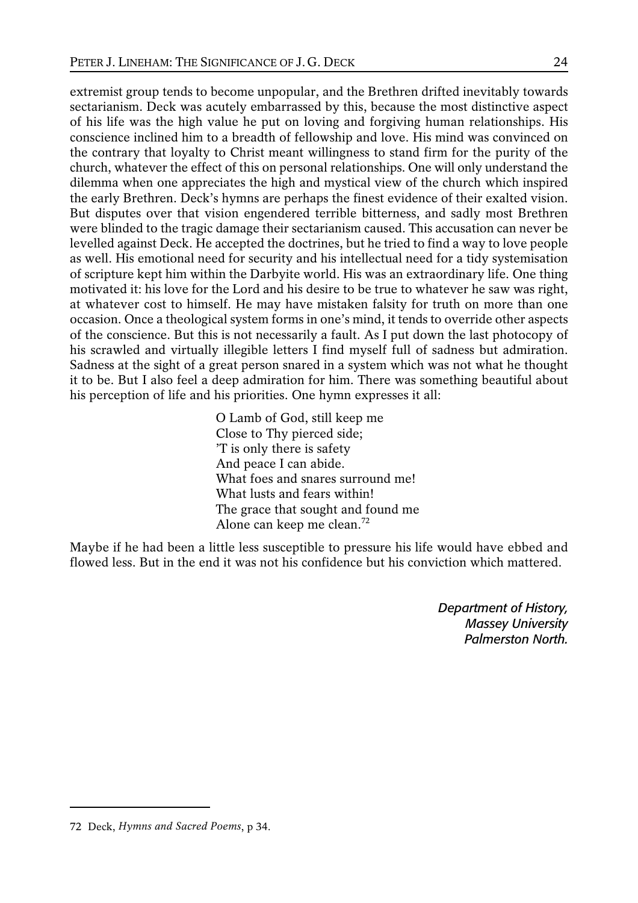extremist group tends to become unpopular, and the Brethren drifted inevitably towards sectarianism. Deck was acutely embarrassed by this, because the most distinctive aspect of his life was the high value he put on loving and forgiving human relationships. His conscience inclined him to a breadth of fellowship and love. His mind was convinced on the contrary that loyalty to Christ meant willingness to stand firm for the purity of the church, whatever the effect of this on personal relationships. One will only understand the dilemma when one appreciates the high and mystical view of the church which inspired the early Brethren. Deck's hymns are perhaps the finest evidence of their exalted vision. But disputes over that vision engendered terrible bitterness, and sadly most Brethren were blinded to the tragic damage their sectarianism caused. This accusation can never be levelled against Deck. He accepted the doctrines, but he tried to find a way to love people as well. His emotional need for security and his intellectual need for a tidy systemisation of scripture kept him within the Darbyite world. His was an extraordinary life. One thing motivated it: his love for the Lord and his desire to be true to whatever he saw was right, at whatever cost to himself. He may have mistaken falsity for truth on more than one occasion. Once a theological system forms in one's mind, it tends to override other aspects of the conscience. But this is not necessarily a fault. As I put down the last photocopy of his scrawled and virtually illegible letters I find myself full of sadness but admiration. Sadness at the sight of a great person snared in a system which was not what he thought it to be. But I also feel a deep admiration for him. There was something beautiful about his perception of life and his priorities. One hymn expresses it all:

> O Lamb of God, still keep me
> Close to Thy pierced side;
> 'T is only there is safety
> And peace I can abide.
> What foes and snares surround me!
> What lusts and fears within!
> The grace that sought and found me
> Alone can keep me clean.[72]

Maybe if he had been a little less susceptible to pressure his life would have ebbed and flowed less. But in the end it was not his confidence but his conviction which mattered.

*Department of History,*
*Massey University*
*Palmerston North.*

---

72 Deck, *Hymns and Sacred Poems*, p 34.